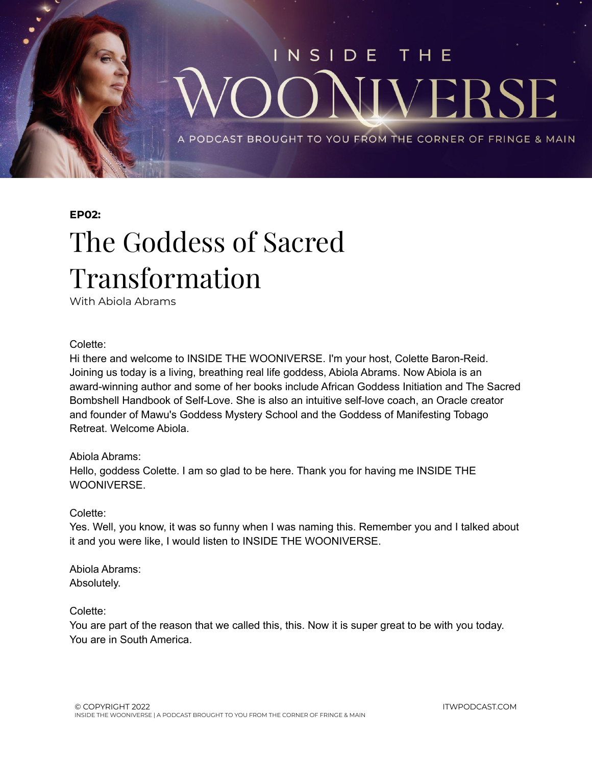# INSIDE THE WOONIVERSE

A PODCAST BROUGHT TO YOU FROM THE CORNER OF FRINGE & MAIN

**EP02:**

## The Goddess of Sacred Transformation

With Abiola Abrams

Colette:
Hi there and welcome to INSIDE THE WOONIVERSE. I'm your host, Colette Baron-Reid. Joining us today is a living, breathing real life goddess, Abiola Abrams. Now Abiola is an award-winning author and some of her books include African Goddess Initiation and The Sacred Bombshell Handbook of Self-Love. She is also an intuitive self-love coach, an Oracle creator and founder of Mawu's Goddess Mystery School and the Goddess of Manifesting Tobago Retreat. Welcome Abiola.

Abiola Abrams:
Hello, goddess Colette. I am so glad to be here. Thank you for having me INSIDE THE WOONIVERSE.

Colette:
Yes. Well, you know, it was so funny when I was naming this. Remember you and I talked about it and you were like, I would listen to INSIDE THE WOONIVERSE.

Abiola Abrams:
Absolutely.

Colette:
You are part of the reason that we called this, this. Now it is super great to be with you today. You are in South America.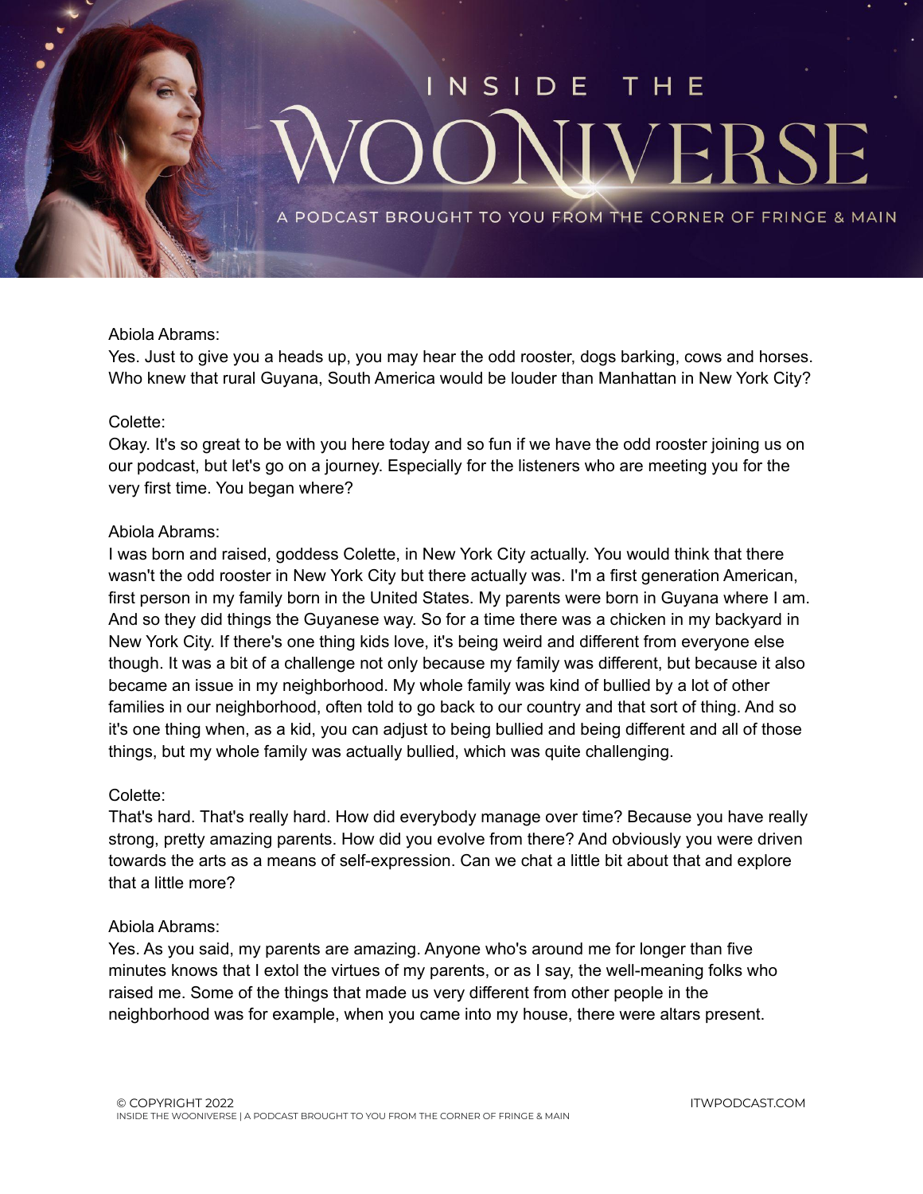Abiola Abrams:
Yes. Just to give you a heads up, you may hear the odd rooster, dogs barking, cows and horses. Who knew that rural Guyana, South America would be louder than Manhattan in New York City?

Colette:
Okay. It's so great to be with you here today and so fun if we have the odd rooster joining us on our podcast, but let's go on a journey. Especially for the listeners who are meeting you for the very first time. You began where?

Abiola Abrams:
I was born and raised, goddess Colette, in New York City actually. You would think that there wasn't the odd rooster in New York City but there actually was. I'm a first generation American, first person in my family born in the United States. My parents were born in Guyana where I am. And so they did things the Guyanese way. So for a time there was a chicken in my backyard in New York City. If there's one thing kids love, it's being weird and different from everyone else though. It was a bit of a challenge not only because my family was different, but because it also became an issue in my neighborhood. My whole family was kind of bullied by a lot of other families in our neighborhood, often told to go back to our country and that sort of thing. And so it's one thing when, as a kid, you can adjust to being bullied and being different and all of those things, but my whole family was actually bullied, which was quite challenging.

Colette:
That's hard. That's really hard. How did everybody manage over time? Because you have really strong, pretty amazing parents. How did you evolve from there? And obviously you were driven towards the arts as a means of self-expression. Can we chat a little bit about that and explore that a little more?

Abiola Abrams:
Yes. As you said, my parents are amazing. Anyone who's around me for longer than five minutes knows that I extol the virtues of my parents, or as I say, the well-meaning folks who raised me. Some of the things that made us very different from other people in the neighborhood was for example, when you came into my house, there were altars present.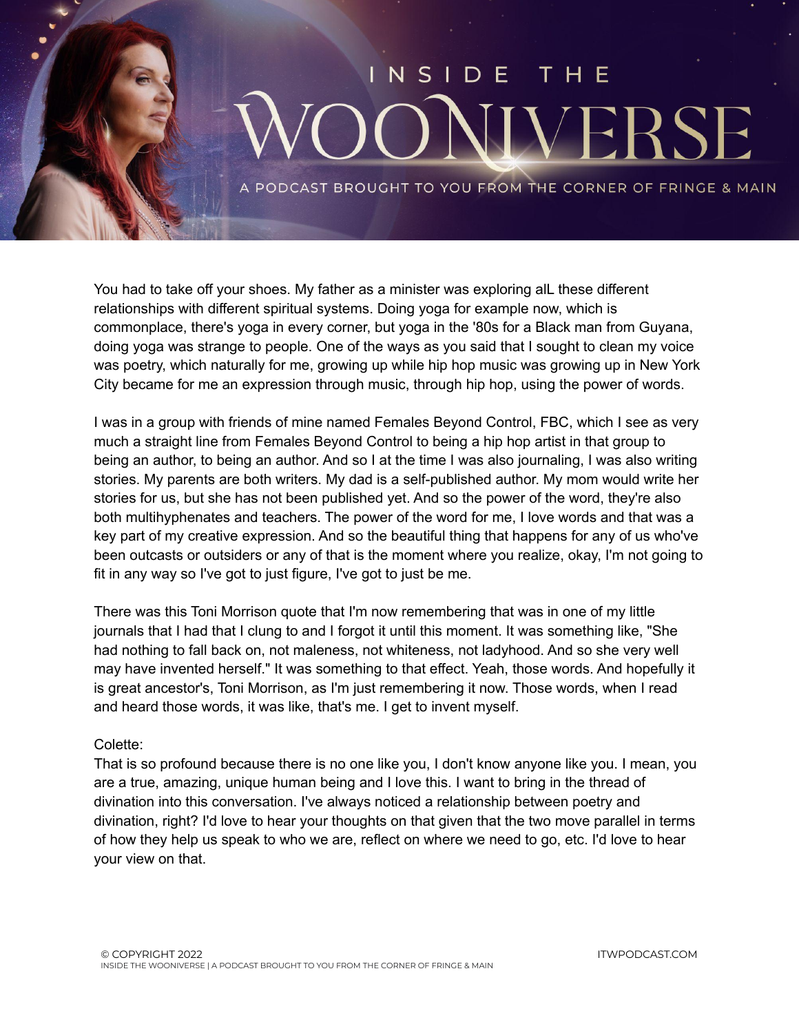You had to take off your shoes. My father as a minister was exploring alL these different relationships with different spiritual systems. Doing yoga for example now, which is commonplace, there's yoga in every corner, but yoga in the '80s for a Black man from Guyana, doing yoga was strange to people. One of the ways as you said that I sought to clean my voice was poetry, which naturally for me, growing up while hip hop music was growing up in New York City became for me an expression through music, through hip hop, using the power of words.

I was in a group with friends of mine named Females Beyond Control, FBC, which I see as very much a straight line from Females Beyond Control to being a hip hop artist in that group to being an author, to being an author. And so I at the time I was also journaling, I was also writing stories. My parents are both writers. My dad is a self-published author. My mom would write her stories for us, but she has not been published yet. And so the power of the word, they're also both multihyphenates and teachers. The power of the word for me, I love words and that was a key part of my creative expression. And so the beautiful thing that happens for any of us who've been outcasts or outsiders or any of that is the moment where you realize, okay, I'm not going to fit in any way so I've got to just figure, I've got to just be me.

There was this Toni Morrison quote that I'm now remembering that was in one of my little journals that I had that I clung to and I forgot it until this moment. It was something like, "She had nothing to fall back on, not maleness, not whiteness, not ladyhood. And so she very well may have invented herself." It was something to that effect. Yeah, those words. And hopefully it is great ancestor's, Toni Morrison, as I'm just remembering it now. Those words, when I read and heard those words, it was like, that's me. I get to invent myself.

Colette:
That is so profound because there is no one like you, I don't know anyone like you. I mean, you are a true, amazing, unique human being and I love this. I want to bring in the thread of divination into this conversation. I've always noticed a relationship between poetry and divination, right? I'd love to hear your thoughts on that given that the two move parallel in terms of how they help us speak to who we are, reflect on where we need to go, etc. I'd love to hear your view on that.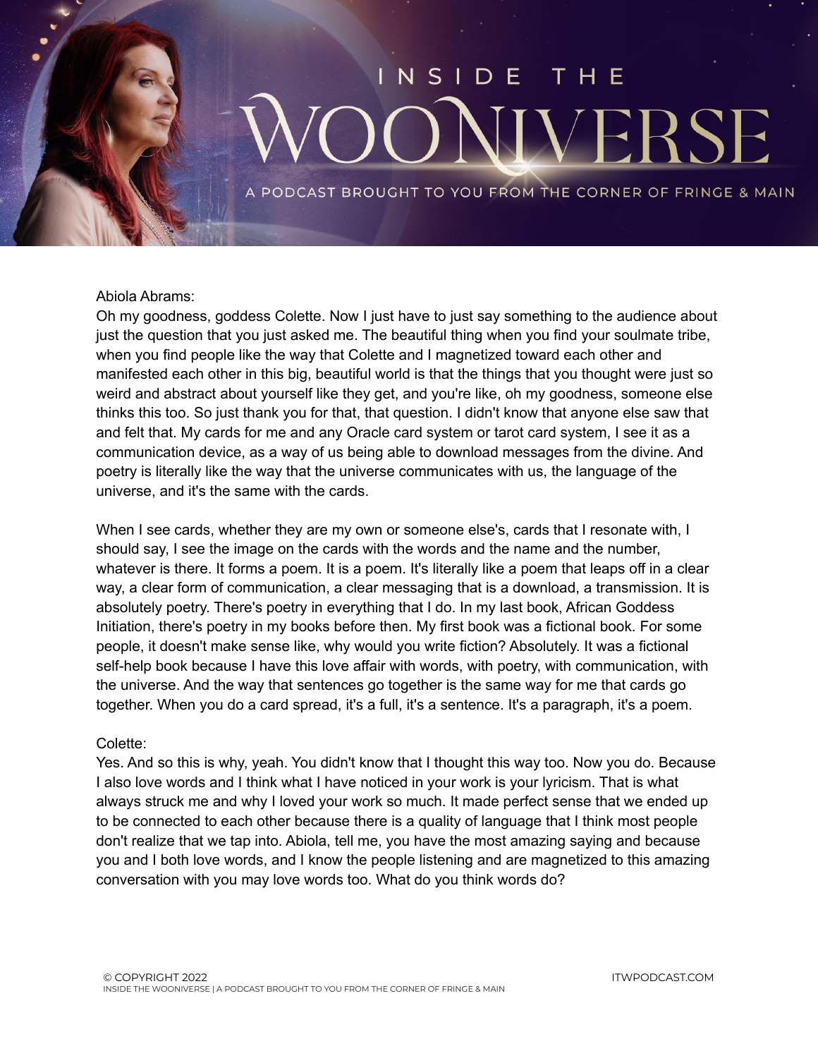Abiola Abrams:
Oh my goodness, goddess Colette. Now I just have to just say something to the audience about just the question that you just asked me. The beautiful thing when you find your soulmate tribe, when you find people like the way that Colette and I magnetized toward each other and manifested each other in this big, beautiful world is that the things that you thought were just so weird and abstract about yourself like they get, and you're like, oh my goodness, someone else thinks this too. So just thank you for that, that question. I didn't know that anyone else saw that and felt that. My cards for me and any Oracle card system or tarot card system, I see it as a communication device, as a way of us being able to download messages from the divine. And poetry is literally like the way that the universe communicates with us, the language of the universe, and it's the same with the cards.

When I see cards, whether they are my own or someone else's, cards that I resonate with, I should say, I see the image on the cards with the words and the name and the number, whatever is there. It forms a poem. It is a poem. It's literally like a poem that leaps off in a clear way, a clear form of communication, a clear messaging that is a download, a transmission. It is absolutely poetry. There's poetry in everything that I do. In my last book, African Goddess Initiation, there's poetry in my books before then. My first book was a fictional book. For some people, it doesn't make sense like, why would you write fiction? Absolutely. It was a fictional self-help book because I have this love affair with words, with poetry, with communication, with the universe. And the way that sentences go together is the same way for me that cards go together. When you do a card spread, it's a full, it's a sentence. It's a paragraph, it's a poem.

Colette:
Yes. And so this is why, yeah. You didn't know that I thought this way too. Now you do. Because I also love words and I think what I have noticed in your work is your lyricism. That is what always struck me and why I loved your work so much. It made perfect sense that we ended up to be connected to each other because there is a quality of language that I think most people don't realize that we tap into. Abiola, tell me, you have the most amazing saying and because you and I both love words, and I know the people listening and are magnetized to this amazing conversation with you may love words too. What do you think words do?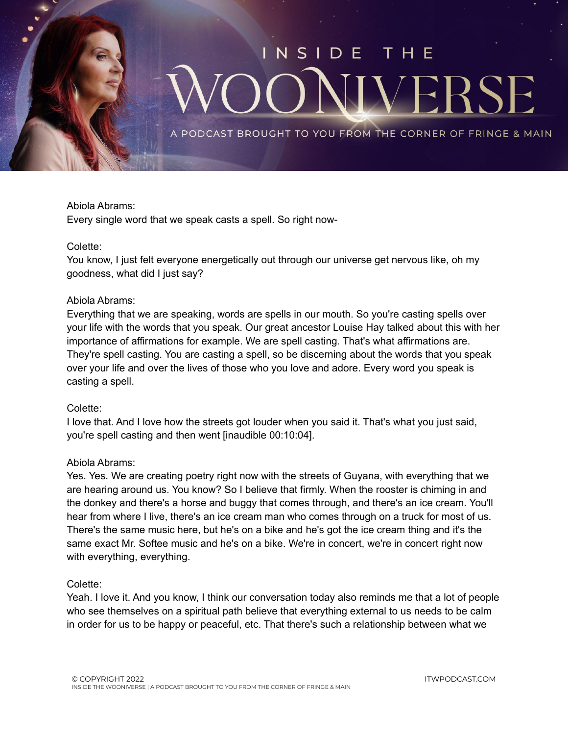Abiola Abrams:
Every single word that we speak casts a spell. So right now-

Colette:
You know, I just felt everyone energetically out through our universe get nervous like, oh my goodness, what did I just say?

Abiola Abrams:
Everything that we are speaking, words are spells in our mouth. So you're casting spells over your life with the words that you speak. Our great ancestor Louise Hay talked about this with her importance of affirmations for example. We are spell casting. That's what affirmations are. They're spell casting. You are casting a spell, so be discerning about the words that you speak over your life and over the lives of those who you love and adore. Every word you speak is casting a spell.

Colette:
I love that. And I love how the streets got louder when you said it. That's what you just said, you're spell casting and then went [inaudible 00:10:04].

Abiola Abrams:
Yes. Yes. We are creating poetry right now with the streets of Guyana, with everything that we are hearing around us. You know? So I believe that firmly. When the rooster is chiming in and the donkey and there's a horse and buggy that comes through, and there's an ice cream. You'll hear from where I live, there's an ice cream man who comes through on a truck for most of us. There's the same music here, but he's on a bike and he's got the ice cream thing and it's the same exact Mr. Softee music and he's on a bike. We're in concert, we're in concert right now with everything, everything.

Colette:
Yeah. I love it. And you know, I think our conversation today also reminds me that a lot of people who see themselves on a spiritual path believe that everything external to us needs to be calm in order for us to be happy or peaceful, etc. That there's such a relationship between what we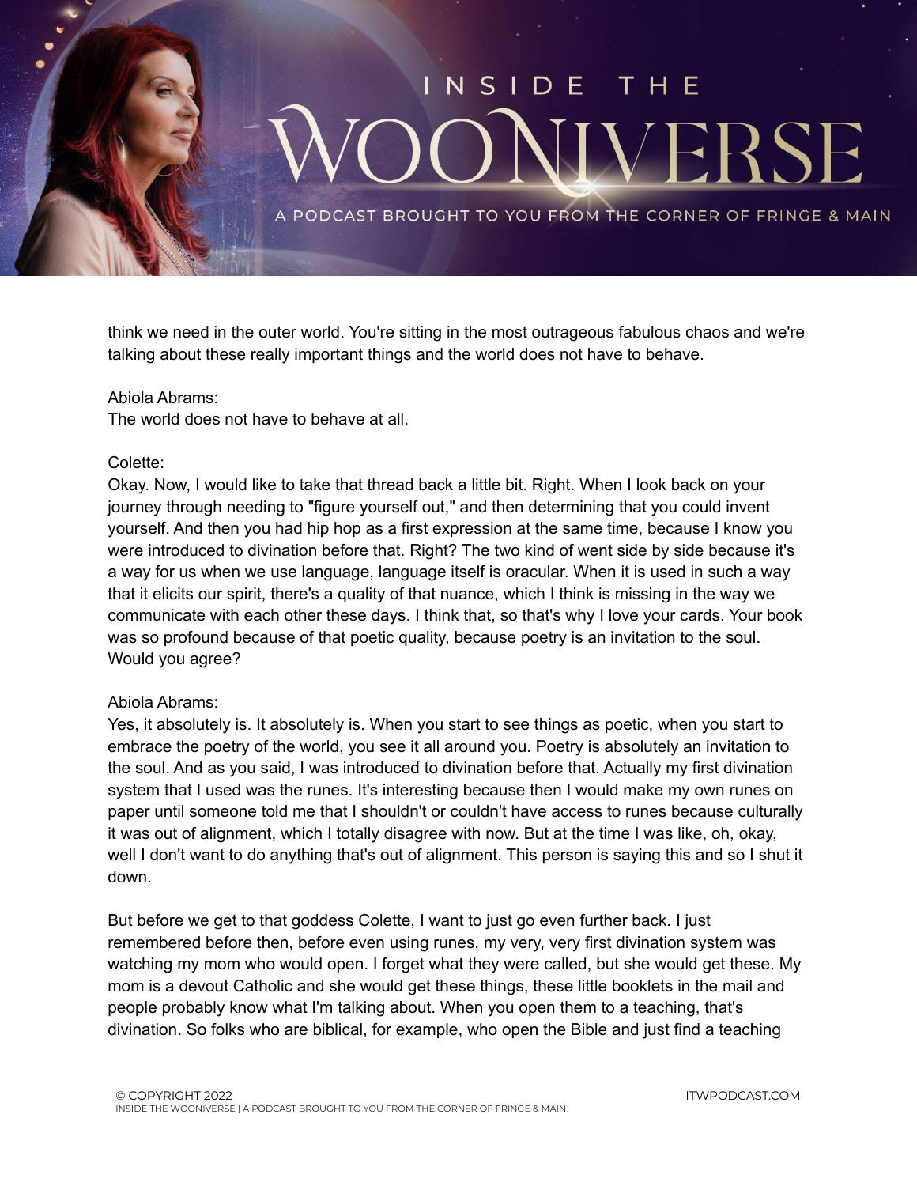think we need in the outer world. You're sitting in the most outrageous fabulous chaos and we're talking about these really important things and the world does not have to behave.

Abiola Abrams:
The world does not have to behave at all.

Colette:
Okay. Now, I would like to take that thread back a little bit. Right. When I look back on your journey through needing to "figure yourself out," and then determining that you could invent yourself. And then you had hip hop as a first expression at the same time, because I know you were introduced to divination before that. Right? The two kind of went side by side because it's a way for us when we use language, language itself is oracular. When it is used in such a way that it elicits our spirit, there's a quality of that nuance, which I think is missing in the way we communicate with each other these days. I think that, so that's why I love your cards. Your book was so profound because of that poetic quality, because poetry is an invitation to the soul. Would you agree?

Abiola Abrams:
Yes, it absolutely is. It absolutely is. When you start to see things as poetic, when you start to embrace the poetry of the world, you see it all around you. Poetry is absolutely an invitation to the soul. And as you said, I was introduced to divination before that. Actually my first divination system that I used was the runes. It's interesting because then I would make my own runes on paper until someone told me that I shouldn't or couldn't have access to runes because culturally it was out of alignment, which I totally disagree with now. But at the time I was like, oh, okay, well I don't want to do anything that's out of alignment. This person is saying this and so I shut it down.

But before we get to that goddess Colette, I want to just go even further back. I just remembered before then, before even using runes, my very, very first divination system was watching my mom who would open. I forget what they were called, but she would get these. My mom is a devout Catholic and she would get these things, these little booklets in the mail and people probably know what I'm talking about. When you open them to a teaching, that's divination. So folks who are biblical, for example, who open the Bible and just find a teaching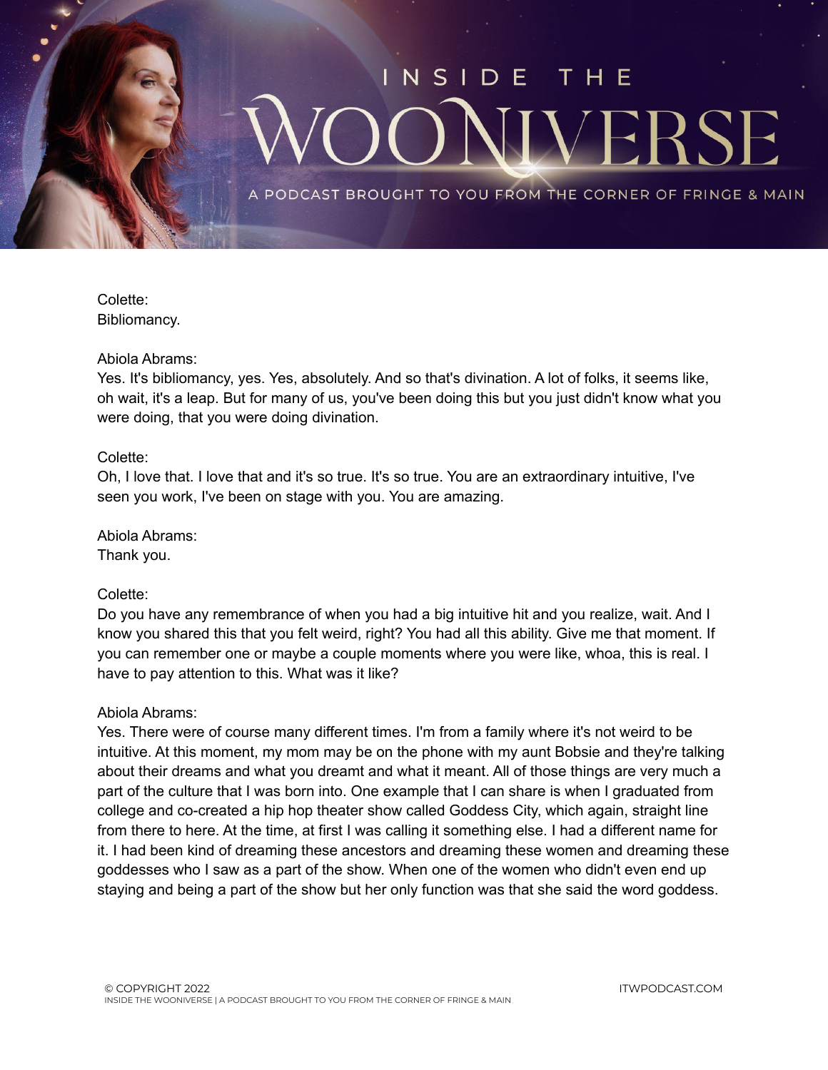Colette:
Bibliomancy.

Abiola Abrams:
Yes. It's bibliomancy, yes. Yes, absolutely. And so that's divination. A lot of folks, it seems like, oh wait, it's a leap. But for many of us, you've been doing this but you just didn't know what you were doing, that you were doing divination.

Colette:
Oh, I love that. I love that and it's so true. It's so true. You are an extraordinary intuitive, I've seen you work, I've been on stage with you. You are amazing.

Abiola Abrams:
Thank you.

Colette:
Do you have any remembrance of when you had a big intuitive hit and you realize, wait. And I know you shared this that you felt weird, right? You had all this ability. Give me that moment. If you can remember one or maybe a couple moments where you were like, whoa, this is real. I have to pay attention to this. What was it like?

Abiola Abrams:
Yes. There were of course many different times. I'm from a family where it's not weird to be intuitive. At this moment, my mom may be on the phone with my aunt Bobsie and they're talking about their dreams and what you dreamt and what it meant. All of those things are very much a part of the culture that I was born into. One example that I can share is when I graduated from college and co-created a hip hop theater show called Goddess City, which again, straight line from there to here. At the time, at first I was calling it something else. I had a different name for it. I had been kind of dreaming these ancestors and dreaming these women and dreaming these goddesses who I saw as a part of the show. When one of the women who didn't even end up staying and being a part of the show but her only function was that she said the word goddess.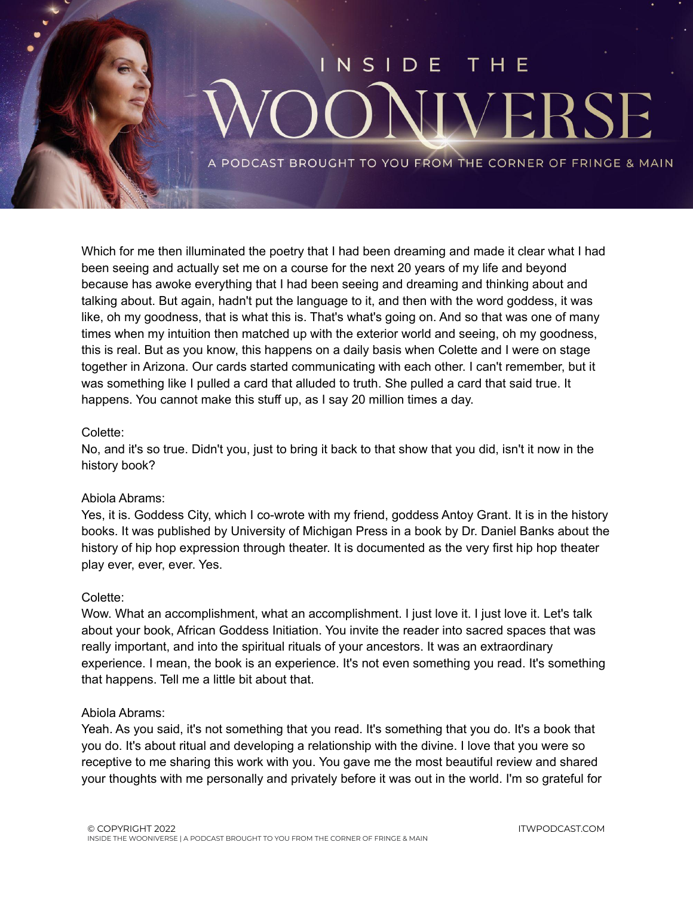Which for me then illuminated the poetry that I had been dreaming and made it clear what I had been seeing and actually set me on a course for the next 20 years of my life and beyond because has awoke everything that I had been seeing and dreaming and thinking about and talking about. But again, hadn't put the language to it, and then with the word goddess, it was like, oh my goodness, that is what this is. That's what's going on. And so that was one of many times when my intuition then matched up with the exterior world and seeing, oh my goodness, this is real. But as you know, this happens on a daily basis when Colette and I were on stage together in Arizona. Our cards started communicating with each other. I can't remember, but it was something like I pulled a card that alluded to truth. She pulled a card that said true. It happens. You cannot make this stuff up, as I say 20 million times a day.

Colette:
No, and it's so true. Didn't you, just to bring it back to that show that you did, isn't it now in the history book?

Abiola Abrams:
Yes, it is. Goddess City, which I co-wrote with my friend, goddess Antoy Grant. It is in the history books. It was published by University of Michigan Press in a book by Dr. Daniel Banks about the history of hip hop expression through theater. It is documented as the very first hip hop theater play ever, ever, ever. Yes.

Colette:
Wow. What an accomplishment, what an accomplishment. I just love it. I just love it. Let's talk about your book, African Goddess Initiation. You invite the reader into sacred spaces that was really important, and into the spiritual rituals of your ancestors. It was an extraordinary experience. I mean, the book is an experience. It's not even something you read. It's something that happens. Tell me a little bit about that.

Abiola Abrams:
Yeah. As you said, it's not something that you read. It's something that you do. It's a book that you do. It's about ritual and developing a relationship with the divine. I love that you were so receptive to me sharing this work with you. You gave me the most beautiful review and shared your thoughts with me personally and privately before it was out in the world. I'm so grateful for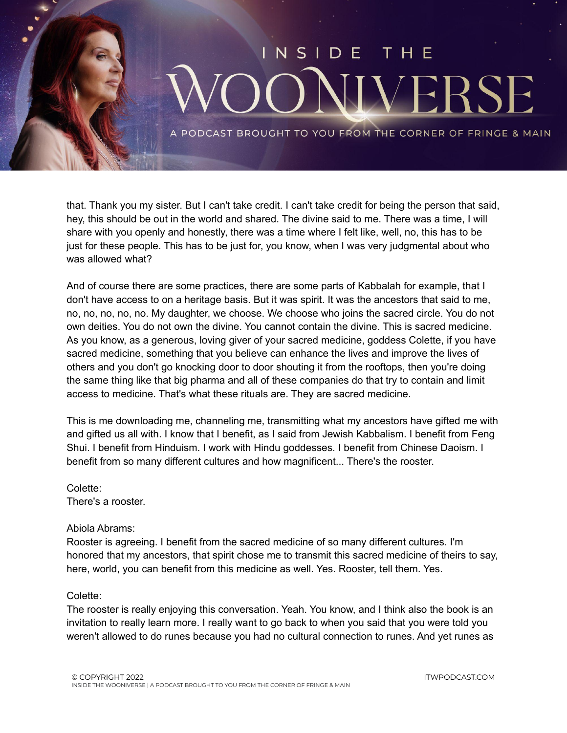that. Thank you my sister. But I can't take credit. I can't take credit for being the person that said, hey, this should be out in the world and shared. The divine said to me. There was a time, I will share with you openly and honestly, there was a time where I felt like, well, no, this has to be just for these people. This has to be just for, you know, when I was very judgmental about who was allowed what?

And of course there are some practices, there are some parts of Kabbalah for example, that I don't have access to on a heritage basis. But it was spirit. It was the ancestors that said to me, no, no, no, no, no. My daughter, we choose. We choose who joins the sacred circle. You do not own deities. You do not own the divine. You cannot contain the divine. This is sacred medicine. As you know, as a generous, loving giver of your sacred medicine, goddess Colette, if you have sacred medicine, something that you believe can enhance the lives and improve the lives of others and you don't go knocking door to door shouting it from the rooftops, then you're doing the same thing like that big pharma and all of these companies do that try to contain and limit access to medicine. That's what these rituals are. They are sacred medicine.

This is me downloading me, channeling me, transmitting what my ancestors have gifted me with and gifted us all with. I know that I benefit, as I said from Jewish Kabbalism. I benefit from Feng Shui. I benefit from Hinduism. I work with Hindu goddesses. I benefit from Chinese Daoism. I benefit from so many different cultures and how magnificent... There's the rooster.

Colette:
There's a rooster.

Abiola Abrams:
Rooster is agreeing. I benefit from the sacred medicine of so many different cultures. I'm honored that my ancestors, that spirit chose me to transmit this sacred medicine of theirs to say, here, world, you can benefit from this medicine as well. Yes. Rooster, tell them. Yes.

Colette:
The rooster is really enjoying this conversation. Yeah. You know, and I think also the book is an invitation to really learn more. I really want to go back to when you said that you were told you weren't allowed to do runes because you had no cultural connection to runes. And yet runes as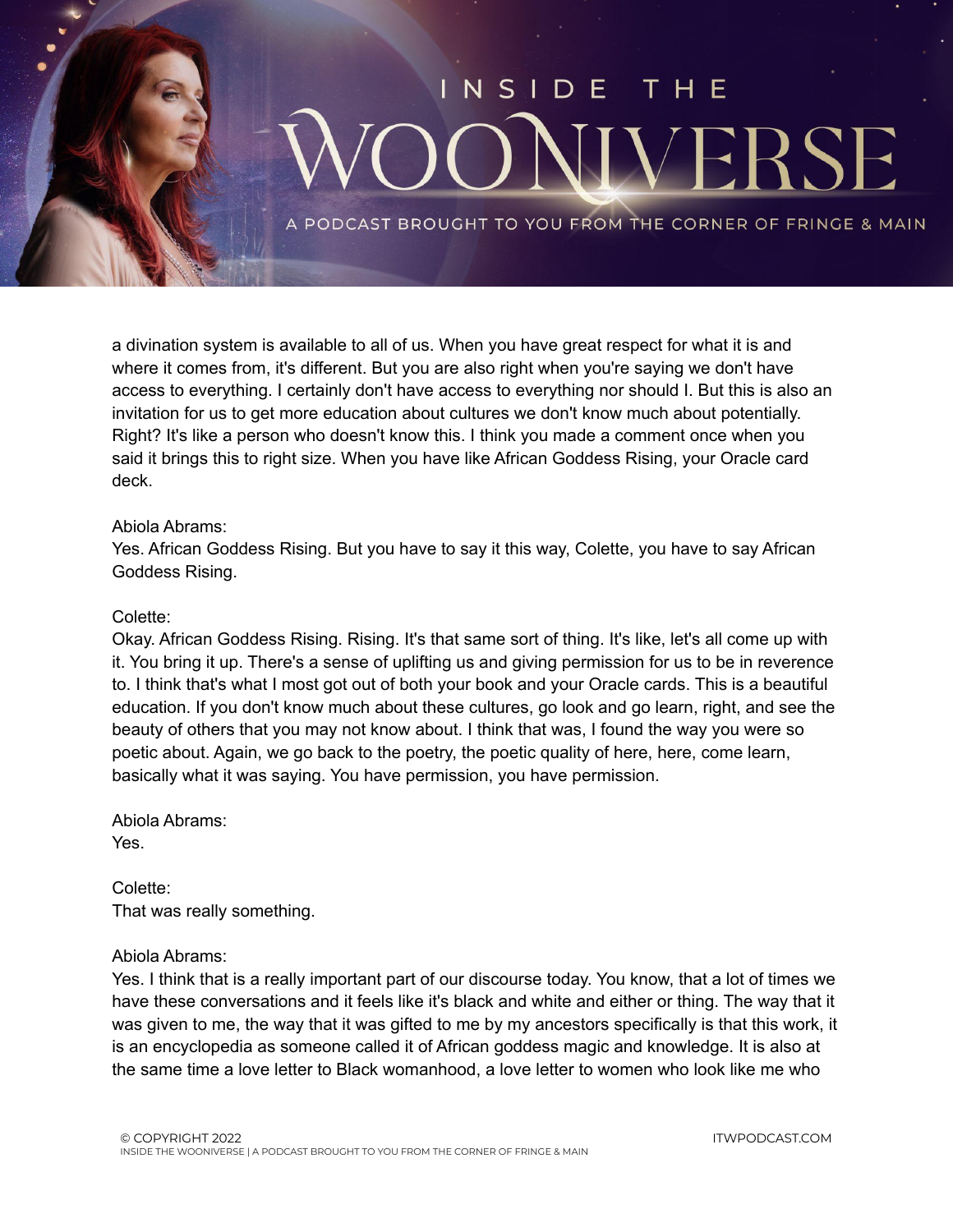a divination system is available to all of us. When you have great respect for what it is and where it comes from, it's different. But you are also right when you're saying we don't have access to everything. I certainly don't have access to everything nor should I. But this is also an invitation for us to get more education about cultures we don't know much about potentially. Right? It's like a person who doesn't know this. I think you made a comment once when you said it brings this to right size. When you have like African Goddess Rising, your Oracle card deck.

Abiola Abrams:
Yes. African Goddess Rising. But you have to say it this way, Colette, you have to say African Goddess Rising.

Colette:
Okay. African Goddess Rising. Rising. It's that same sort of thing. It's like, let's all come up with it. You bring it up. There's a sense of uplifting us and giving permission for us to be in reverence to. I think that's what I most got out of both your book and your Oracle cards. This is a beautiful education. If you don't know much about these cultures, go look and go learn, right, and see the beauty of others that you may not know about. I think that was, I found the way you were so poetic about. Again, we go back to the poetry, the poetic quality of here, here, come learn, basically what it was saying. You have permission, you have permission.

Abiola Abrams:
Yes.

Colette:
That was really something.

Abiola Abrams:
Yes. I think that is a really important part of our discourse today. You know, that a lot of times we have these conversations and it feels like it's black and white and either or thing. The way that it was given to me, the way that it was gifted to me by my ancestors specifically is that this work, it is an encyclopedia as someone called it of African goddess magic and knowledge. It is also at the same time a love letter to Black womanhood, a love letter to women who look like me who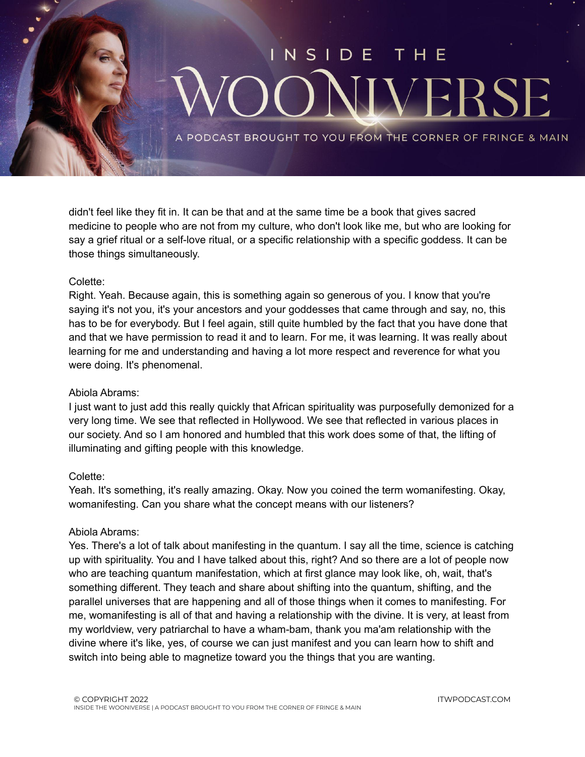didn't feel like they fit in. It can be that and at the same time be a book that gives sacred medicine to people who are not from my culture, who don't look like me, but who are looking for say a grief ritual or a self-love ritual, or a specific relationship with a specific goddess. It can be those things simultaneously.

Colette:
Right. Yeah. Because again, this is something again so generous of you. I know that you're saying it's not you, it's your ancestors and your goddesses that came through and say, no, this has to be for everybody. But I feel again, still quite humbled by the fact that you have done that and that we have permission to read it and to learn. For me, it was learning. It was really about learning for me and understanding and having a lot more respect and reverence for what you were doing. It's phenomenal.

Abiola Abrams:
I just want to just add this really quickly that African spirituality was purposefully demonized for a very long time. We see that reflected in Hollywood. We see that reflected in various places in our society. And so I am honored and humbled that this work does some of that, the lifting of illuminating and gifting people with this knowledge.

Colette:
Yeah. It's something, it's really amazing. Okay. Now you coined the term womanifesting. Okay, womanifesting. Can you share what the concept means with our listeners?

Abiola Abrams:
Yes. There's a lot of talk about manifesting in the quantum. I say all the time, science is catching up with spirituality. You and I have talked about this, right? And so there are a lot of people now who are teaching quantum manifestation, which at first glance may look like, oh, wait, that's something different. They teach and share about shifting into the quantum, shifting, and the parallel universes that are happening and all of those things when it comes to manifesting. For me, womanifesting is all of that and having a relationship with the divine. It is very, at least from my worldview, very patriarchal to have a wham-bam, thank you ma'am relationship with the divine where it's like, yes, of course we can just manifest and you can learn how to shift and switch into being able to magnetize toward you the things that you are wanting.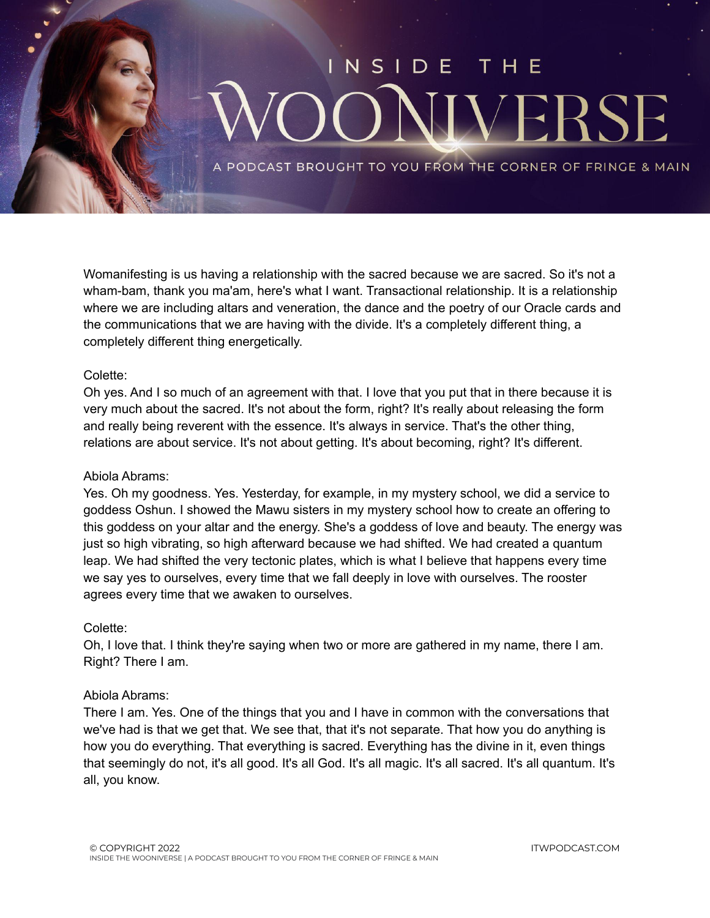Womanifesting is us having a relationship with the sacred because we are sacred. So it's not a wham-bam, thank you ma'am, here's what I want. Transactional relationship. It is a relationship where we are including altars and veneration, the dance and the poetry of our Oracle cards and the communications that we are having with the divide. It's a completely different thing, a completely different thing energetically.

Colette:
Oh yes. And I so much of an agreement with that. I love that you put that in there because it is very much about the sacred. It's not about the form, right? It's really about releasing the form and really being reverent with the essence. It's always in service. That's the other thing, relations are about service. It's not about getting. It's about becoming, right? It's different.

Abiola Abrams:
Yes. Oh my goodness. Yes. Yesterday, for example, in my mystery school, we did a service to goddess Oshun. I showed the Mawu sisters in my mystery school how to create an offering to this goddess on your altar and the energy. She's a goddess of love and beauty. The energy was just so high vibrating, so high afterward because we had shifted. We had created a quantum leap. We had shifted the very tectonic plates, which is what I believe that happens every time we say yes to ourselves, every time that we fall deeply in love with ourselves. The rooster agrees every time that we awaken to ourselves.

Colette:
Oh, I love that. I think they're saying when two or more are gathered in my name, there I am. Right? There I am.

Abiola Abrams:
There I am. Yes. One of the things that you and I have in common with the conversations that we've had is that we get that. We see that, that it's not separate. That how you do anything is how you do everything. That everything is sacred. Everything has the divine in it, even things that seemingly do not, it's all good. It's all God. It's all magic. It's all sacred. It's all quantum. It's all, you know.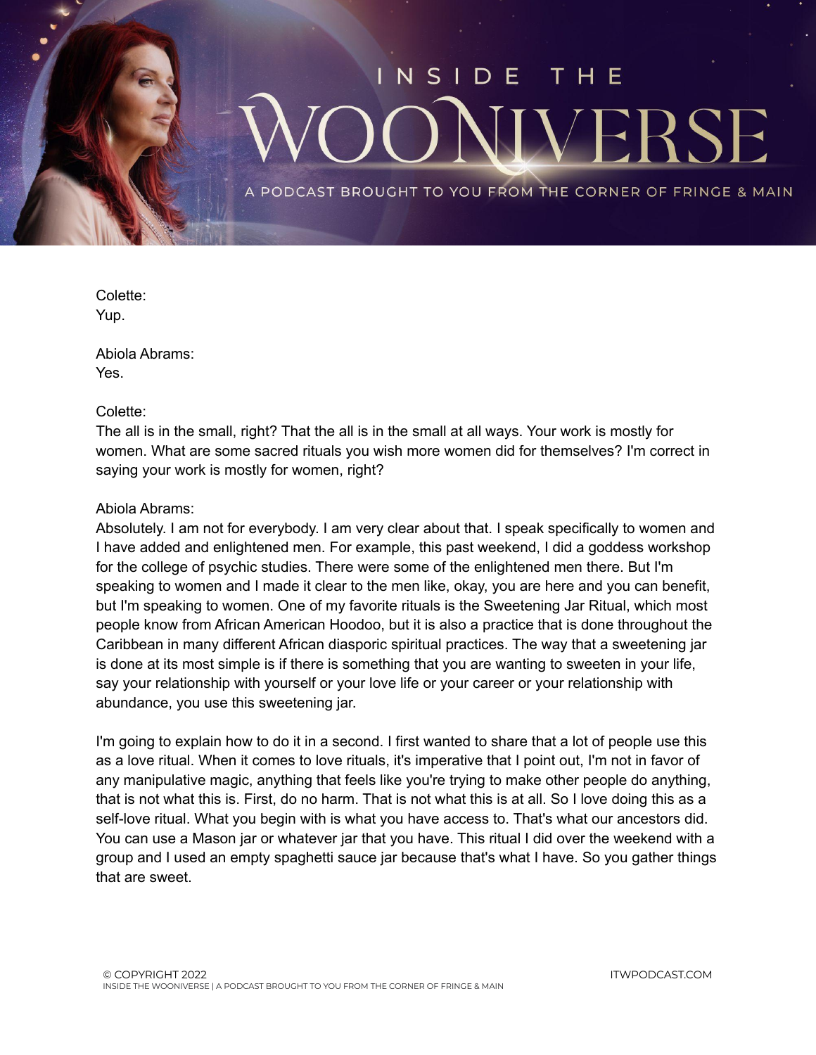Colette:
Yup.

Abiola Abrams:
Yes.

Colette:
The all is in the small, right? That the all is in the small at all ways. Your work is mostly for women. What are some sacred rituals you wish more women did for themselves? I'm correct in saying your work is mostly for women, right?

Abiola Abrams:
Absolutely. I am not for everybody. I am very clear about that. I speak specifically to women and I have added and enlightened men. For example, this past weekend, I did a goddess workshop for the college of psychic studies. There were some of the enlightened men there. But I'm speaking to women and I made it clear to the men like, okay, you are here and you can benefit, but I'm speaking to women. One of my favorite rituals is the Sweetening Jar Ritual, which most people know from African American Hoodoo, but it is also a practice that is done throughout the Caribbean in many different African diasporic spiritual practices. The way that a sweetening jar is done at its most simple is if there is something that you are wanting to sweeten in your life, say your relationship with yourself or your love life or your career or your relationship with abundance, you use this sweetening jar.

I'm going to explain how to do it in a second. I first wanted to share that a lot of people use this as a love ritual. When it comes to love rituals, it's imperative that I point out, I'm not in favor of any manipulative magic, anything that feels like you're trying to make other people do anything, that is not what this is. First, do no harm. That is not what this is at all. So I love doing this as a self-love ritual. What you begin with is what you have access to. That's what our ancestors did. You can use a Mason jar or whatever jar that you have. This ritual I did over the weekend with a group and I used an empty spaghetti sauce jar because that's what I have. So you gather things that are sweet.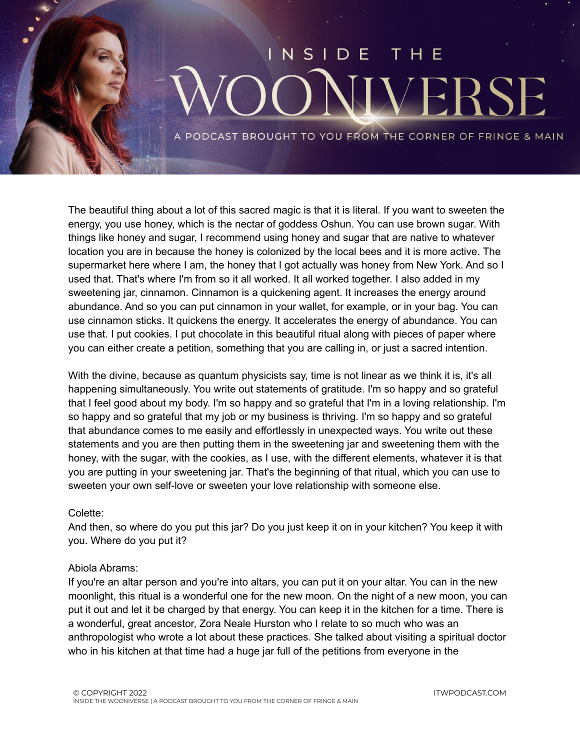The beautiful thing about a lot of this sacred magic is that it is literal. If you want to sweeten the energy, you use honey, which is the nectar of goddess Oshun. You can use brown sugar. With things like honey and sugar, I recommend using honey and sugar that are native to whatever location you are in because the honey is colonized by the local bees and it is more active. The supermarket here where I am, the honey that I got actually was honey from New York. And so I used that. That's where I'm from so it all worked. It all worked together. I also added in my sweetening jar, cinnamon. Cinnamon is a quickening agent. It increases the energy around abundance. And so you can put cinnamon in your wallet, for example, or in your bag. You can use cinnamon sticks. It quickens the energy. It accelerates the energy of abundance. You can use that. I put cookies. I put chocolate in this beautiful ritual along with pieces of paper where you can either create a petition, something that you are calling in, or just a sacred intention.

With the divine, because as quantum physicists say, time is not linear as we think it is, it's all happening simultaneously. You write out statements of gratitude. I'm so happy and so grateful that I feel good about my body. I'm so happy and so grateful that I'm in a loving relationship. I'm so happy and so grateful that my job or my business is thriving. I'm so happy and so grateful that abundance comes to me easily and effortlessly in unexpected ways. You write out these statements and you are then putting them in the sweetening jar and sweetening them with the honey, with the sugar, with the cookies, as I use, with the different elements, whatever it is that you are putting in your sweetening jar. That's the beginning of that ritual, which you can use to sweeten your own self-love or sweeten your love relationship with someone else.

Colette:
And then, so where do you put this jar? Do you just keep it on in your kitchen? You keep it with you. Where do you put it?

Abiola Abrams:
If you're an altar person and you're into altars, you can put it on your altar. You can in the new moonlight, this ritual is a wonderful one for the new moon. On the night of a new moon, you can put it out and let it be charged by that energy. You can keep it in the kitchen for a time. There is a wonderful, great ancestor, Zora Neale Hurston who I relate to so much who was an anthropologist who wrote a lot about these practices. She talked about visiting a spiritual doctor who in his kitchen at that time had a huge jar full of the petitions from everyone in the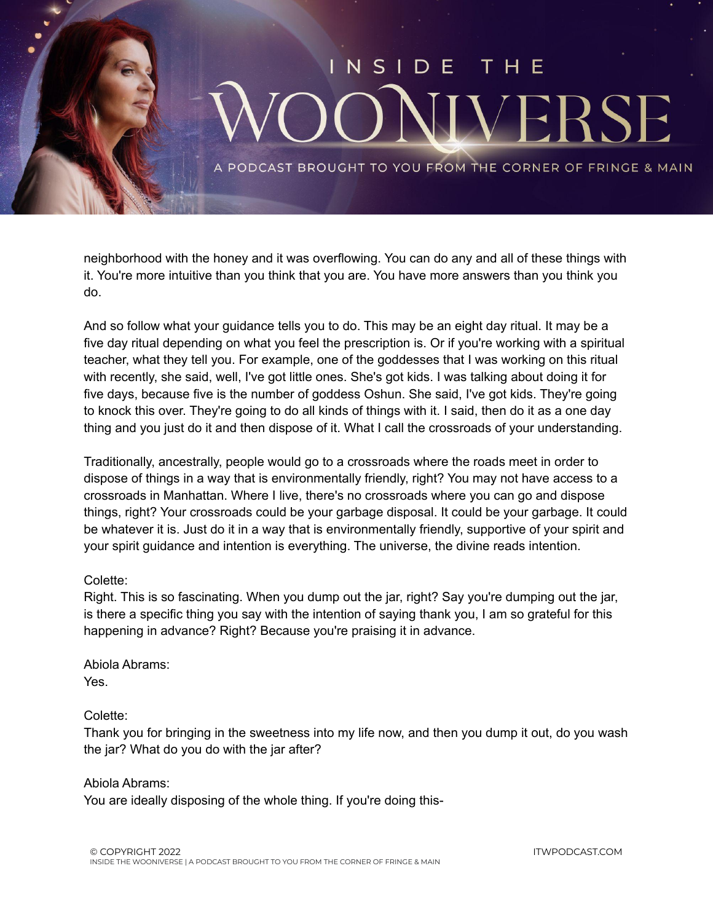neighborhood with the honey and it was overflowing. You can do any and all of these things with it. You're more intuitive than you think that you are. You have more answers than you think you do.

And so follow what your guidance tells you to do. This may be an eight day ritual. It may be a five day ritual depending on what you feel the prescription is. Or if you're working with a spiritual teacher, what they tell you. For example, one of the goddesses that I was working on this ritual with recently, she said, well, I've got little ones. She's got kids. I was talking about doing it for five days, because five is the number of goddess Oshun. She said, I've got kids. They're going to knock this over. They're going to do all kinds of things with it. I said, then do it as a one day thing and you just do it and then dispose of it. What I call the crossroads of your understanding.

Traditionally, ancestrally, people would go to a crossroads where the roads meet in order to dispose of things in a way that is environmentally friendly, right? You may not have access to a crossroads in Manhattan. Where I live, there's no crossroads where you can go and dispose things, right? Your crossroads could be your garbage disposal. It could be your garbage. It could be whatever it is. Just do it in a way that is environmentally friendly, supportive of your spirit and your spirit guidance and intention is everything. The universe, the divine reads intention.

Colette:
Right. This is so fascinating. When you dump out the jar, right? Say you're dumping out the jar, is there a specific thing you say with the intention of saying thank you, I am so grateful for this happening in advance? Right? Because you're praising it in advance.

Abiola Abrams:
Yes.

Colette:
Thank you for bringing in the sweetness into my life now, and then you dump it out, do you wash the jar? What do you do with the jar after?

Abiola Abrams:
You are ideally disposing of the whole thing. If you're doing this-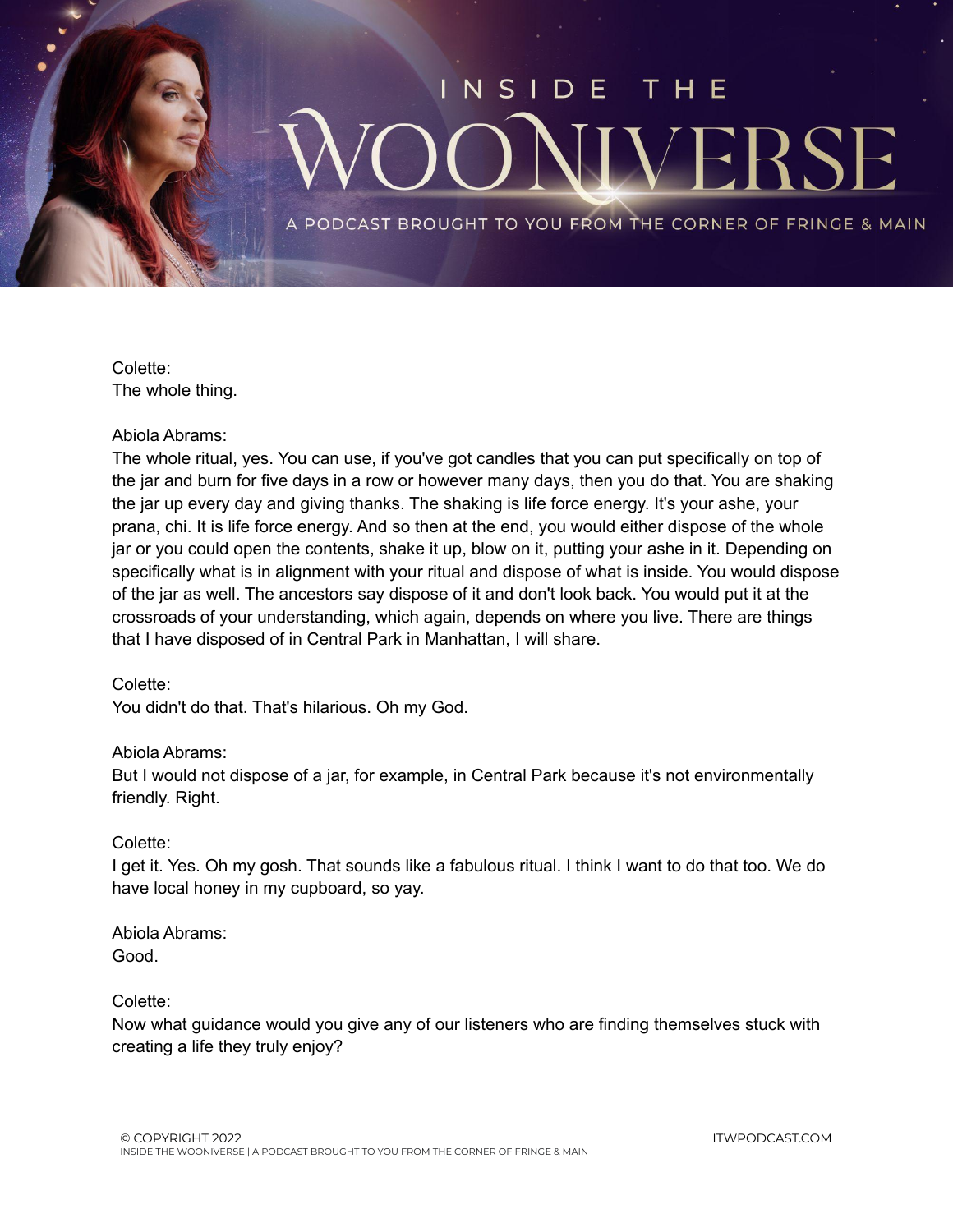Colette:
The whole thing.

Abiola Abrams:
The whole ritual, yes. You can use, if you've got candles that you can put specifically on top of the jar and burn for five days in a row or however many days, then you do that. You are shaking the jar up every day and giving thanks. The shaking is life force energy. It's your ashe, your prana, chi. It is life force energy. And so then at the end, you would either dispose of the whole jar or you could open the contents, shake it up, blow on it, putting your ashe in it. Depending on specifically what is in alignment with your ritual and dispose of what is inside. You would dispose of the jar as well. The ancestors say dispose of it and don't look back. You would put it at the crossroads of your understanding, which again, depends on where you live. There are things that I have disposed of in Central Park in Manhattan, I will share.

Colette:
You didn't do that. That's hilarious. Oh my God.

Abiola Abrams:
But I would not dispose of a jar, for example, in Central Park because it's not environmentally friendly. Right.

Colette:
I get it. Yes. Oh my gosh. That sounds like a fabulous ritual. I think I want to do that too. We do have local honey in my cupboard, so yay.

Abiola Abrams:
Good.

Colette:
Now what guidance would you give any of our listeners who are finding themselves stuck with creating a life they truly enjoy?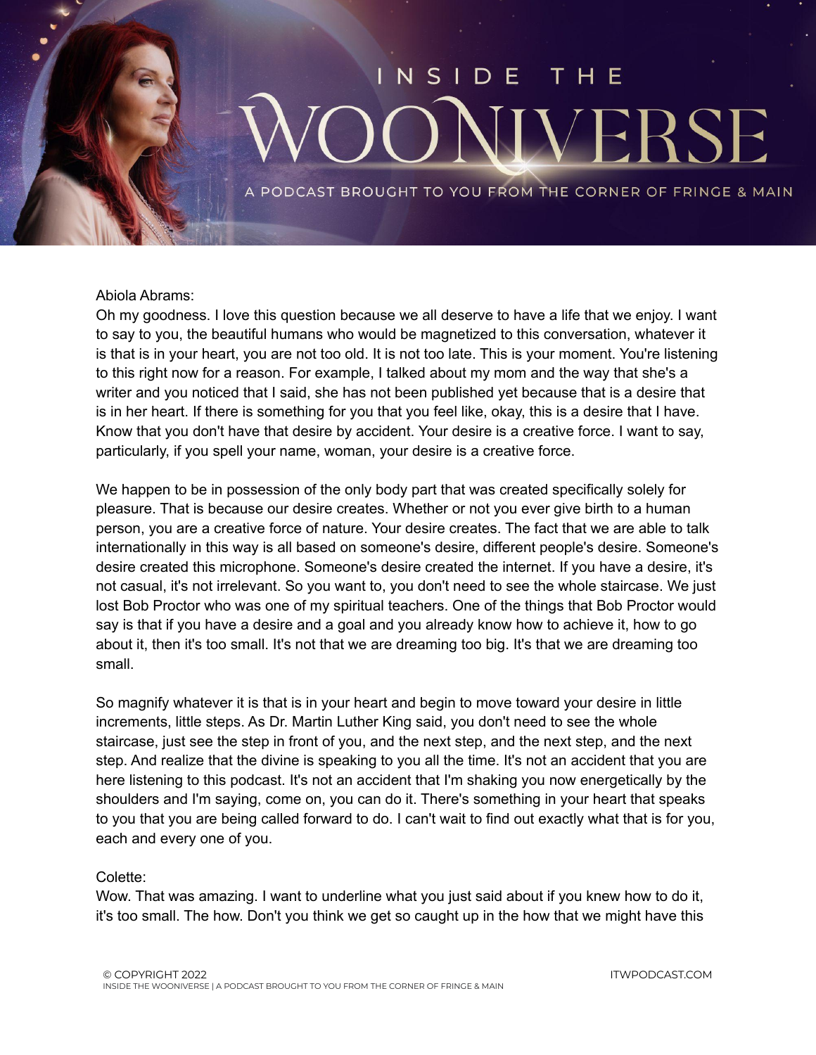Abiola Abrams:
Oh my goodness. I love this question because we all deserve to have a life that we enjoy. I want to say to you, the beautiful humans who would be magnetized to this conversation, whatever it is that is in your heart, you are not too old. It is not too late. This is your moment. You're listening to this right now for a reason. For example, I talked about my mom and the way that she's a writer and you noticed that I said, she has not been published yet because that is a desire that is in her heart. If there is something for you that you feel like, okay, this is a desire that I have. Know that you don't have that desire by accident. Your desire is a creative force. I want to say, particularly, if you spell your name, woman, your desire is a creative force.

We happen to be in possession of the only body part that was created specifically solely for pleasure. That is because our desire creates. Whether or not you ever give birth to a human person, you are a creative force of nature. Your desire creates. The fact that we are able to talk internationally in this way is all based on someone's desire, different people's desire. Someone's desire created this microphone. Someone's desire created the internet. If you have a desire, it's not casual, it's not irrelevant. So you want to, you don't need to see the whole staircase. We just lost Bob Proctor who was one of my spiritual teachers. One of the things that Bob Proctor would say is that if you have a desire and a goal and you already know how to achieve it, how to go about it, then it's too small. It's not that we are dreaming too big. It's that we are dreaming too small.

So magnify whatever it is that is in your heart and begin to move toward your desire in little increments, little steps. As Dr. Martin Luther King said, you don't need to see the whole staircase, just see the step in front of you, and the next step, and the next step, and the next step. And realize that the divine is speaking to you all the time. It's not an accident that you are here listening to this podcast. It's not an accident that I'm shaking you now energetically by the shoulders and I'm saying, come on, you can do it. There's something in your heart that speaks to you that you are being called forward to do. I can't wait to find out exactly what that is for you, each and every one of you.

Colette:
Wow. That was amazing. I want to underline what you just said about if you knew how to do it, it's too small. The how. Don't you think we get so caught up in the how that we might have this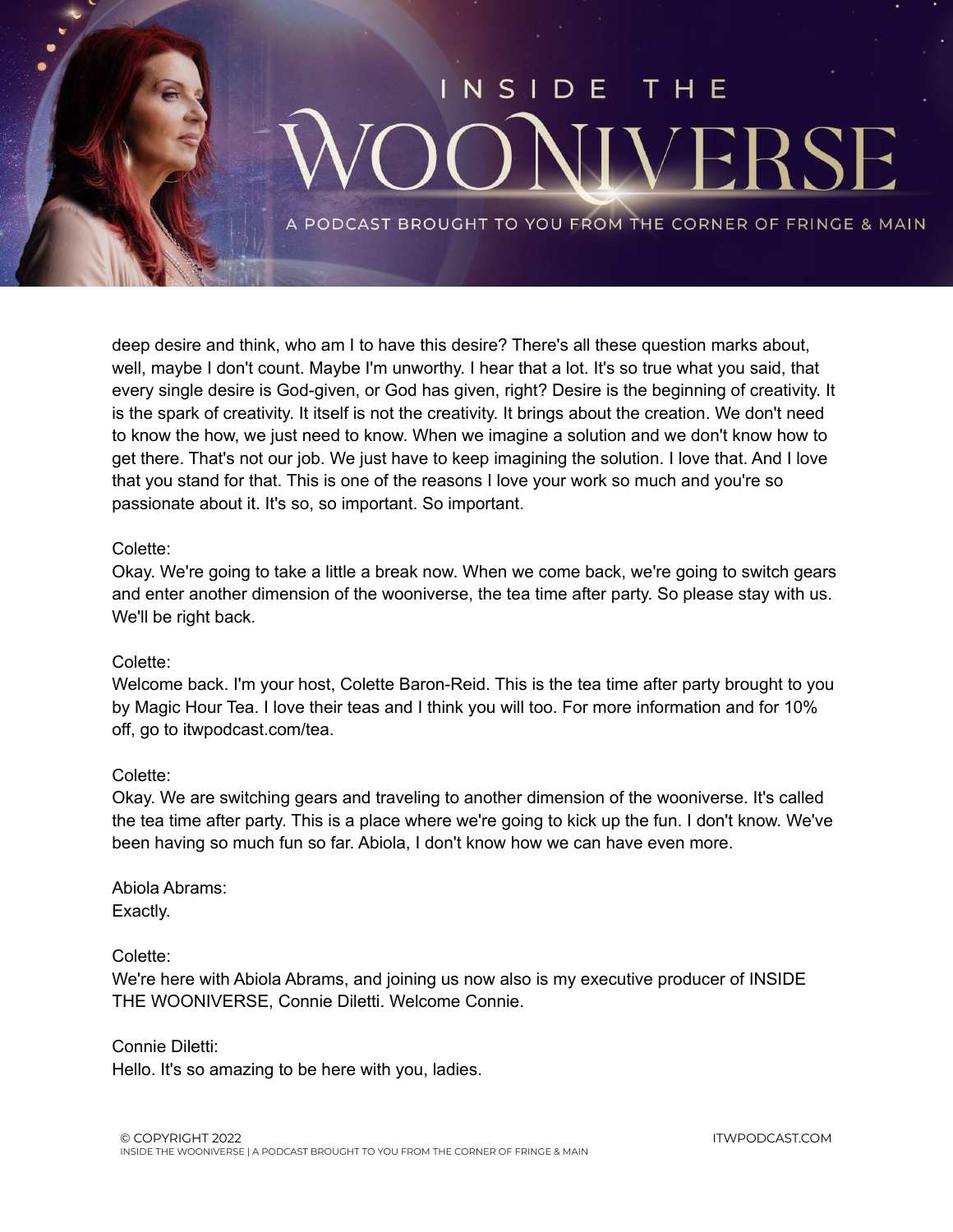deep desire and think, who am I to have this desire? There's all these question marks about, well, maybe I don't count. Maybe I'm unworthy. I hear that a lot. It's so true what you said, that every single desire is God-given, or God has given, right? Desire is the beginning of creativity. It is the spark of creativity. It itself is not the creativity. It brings about the creation. We don't need to know the how, we just need to know. When we imagine a solution and we don't know how to get there. That's not our job. We just have to keep imagining the solution. I love that. And I love that you stand for that. This is one of the reasons I love your work so much and you're so passionate about it. It's so, so important. So important.

Colette:
Okay. We're going to take a little a break now. When we come back, we're going to switch gears and enter another dimension of the wooniverse, the tea time after party. So please stay with us. We'll be right back.

Colette:
Welcome back. I'm your host, Colette Baron-Reid. This is the tea time after party brought to you by Magic Hour Tea. I love their teas and I think you will too. For more information and for 10% off, go to itwpodcast.com/tea.

Colette:
Okay. We are switching gears and traveling to another dimension of the wooniverse. It's called the tea time after party. This is a place where we're going to kick up the fun. I don't know. We've been having so much fun so far. Abiola, I don't know how we can have even more.

Abiola Abrams:
Exactly.

Colette:
We're here with Abiola Abrams, and joining us now also is my executive producer of INSIDE THE WOONIVERSE, Connie Diletti. Welcome Connie.

Connie Diletti:
Hello. It's so amazing to be here with you, ladies.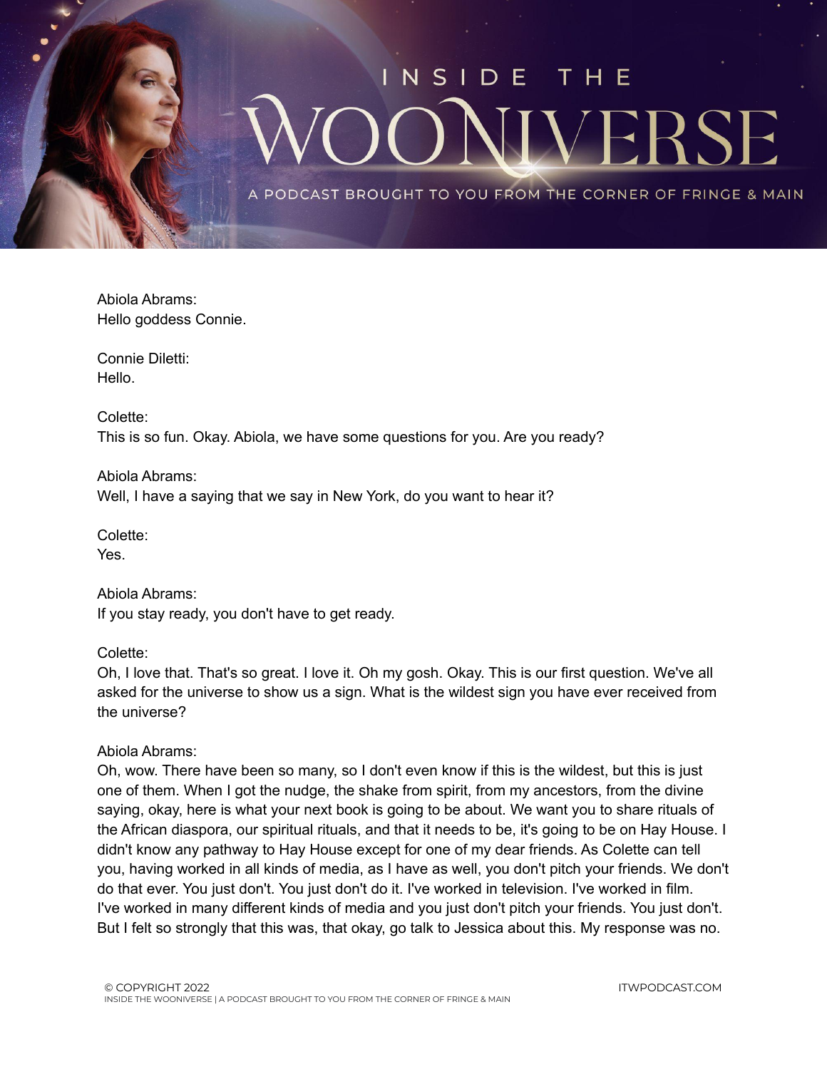Abiola Abrams:
Hello goddess Connie.

Connie Diletti:
Hello.

Colette:
This is so fun. Okay. Abiola, we have some questions for you. Are you ready?

Abiola Abrams:
Well, I have a saying that we say in New York, do you want to hear it?

Colette:
Yes.

Abiola Abrams:
If you stay ready, you don't have to get ready.

Colette:
Oh, I love that. That's so great. I love it. Oh my gosh. Okay. This is our first question. We've all asked for the universe to show us a sign. What is the wildest sign you have ever received from the universe?

Abiola Abrams:
Oh, wow. There have been so many, so I don't even know if this is the wildest, but this is just one of them. When I got the nudge, the shake from spirit, from my ancestors, from the divine saying, okay, here is what your next book is going to be about. We want you to share rituals of the African diaspora, our spiritual rituals, and that it needs to be, it's going to be on Hay House. I didn't know any pathway to Hay House except for one of my dear friends. As Colette can tell you, having worked in all kinds of media, as I have as well, you don't pitch your friends. We don't do that ever. You just don't. You just don't do it. I've worked in television. I've worked in film. I've worked in many different kinds of media and you just don't pitch your friends. You just don't. But I felt so strongly that this was, that okay, go talk to Jessica about this. My response was no.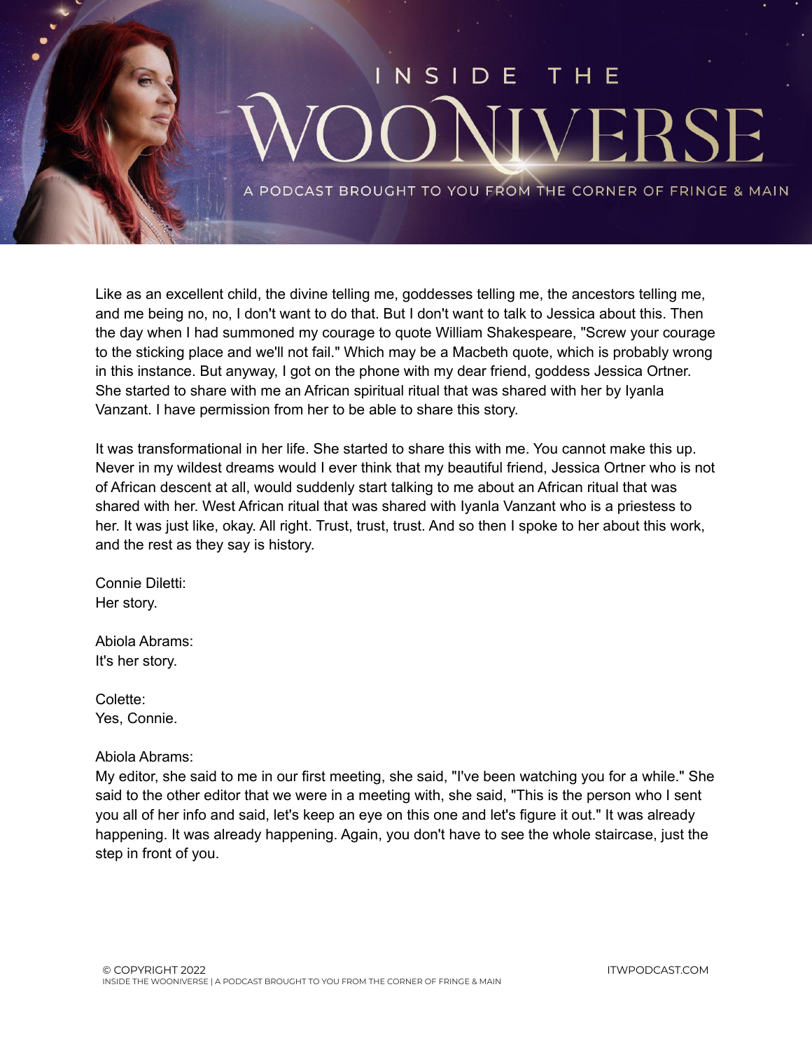Like as an excellent child, the divine telling me, goddesses telling me, the ancestors telling me, and me being no, no, I don't want to do that. But I don't want to talk to Jessica about this. Then the day when I had summoned my courage to quote William Shakespeare, "Screw your courage to the sticking place and we'll not fail." Which may be a Macbeth quote, which is probably wrong in this instance. But anyway, I got on the phone with my dear friend, goddess Jessica Ortner. She started to share with me an African spiritual ritual that was shared with her by Iyanla Vanzant. I have permission from her to be able to share this story.

It was transformational in her life. She started to share this with me. You cannot make this up. Never in my wildest dreams would I ever think that my beautiful friend, Jessica Ortner who is not of African descent at all, would suddenly start talking to me about an African ritual that was shared with her. West African ritual that was shared with Iyanla Vanzant who is a priestess to her. It was just like, okay. All right. Trust, trust, trust. And so then I spoke to her about this work, and the rest as they say is history.

Connie Diletti:
Her story.

Abiola Abrams:
It's her story.

Colette:
Yes, Connie.

Abiola Abrams:
My editor, she said to me in our first meeting, she said, "I've been watching you for a while." She said to the other editor that we were in a meeting with, she said, "This is the person who I sent you all of her info and said, let's keep an eye on this one and let's figure it out." It was already happening. It was already happening. Again, you don't have to see the whole staircase, just the step in front of you.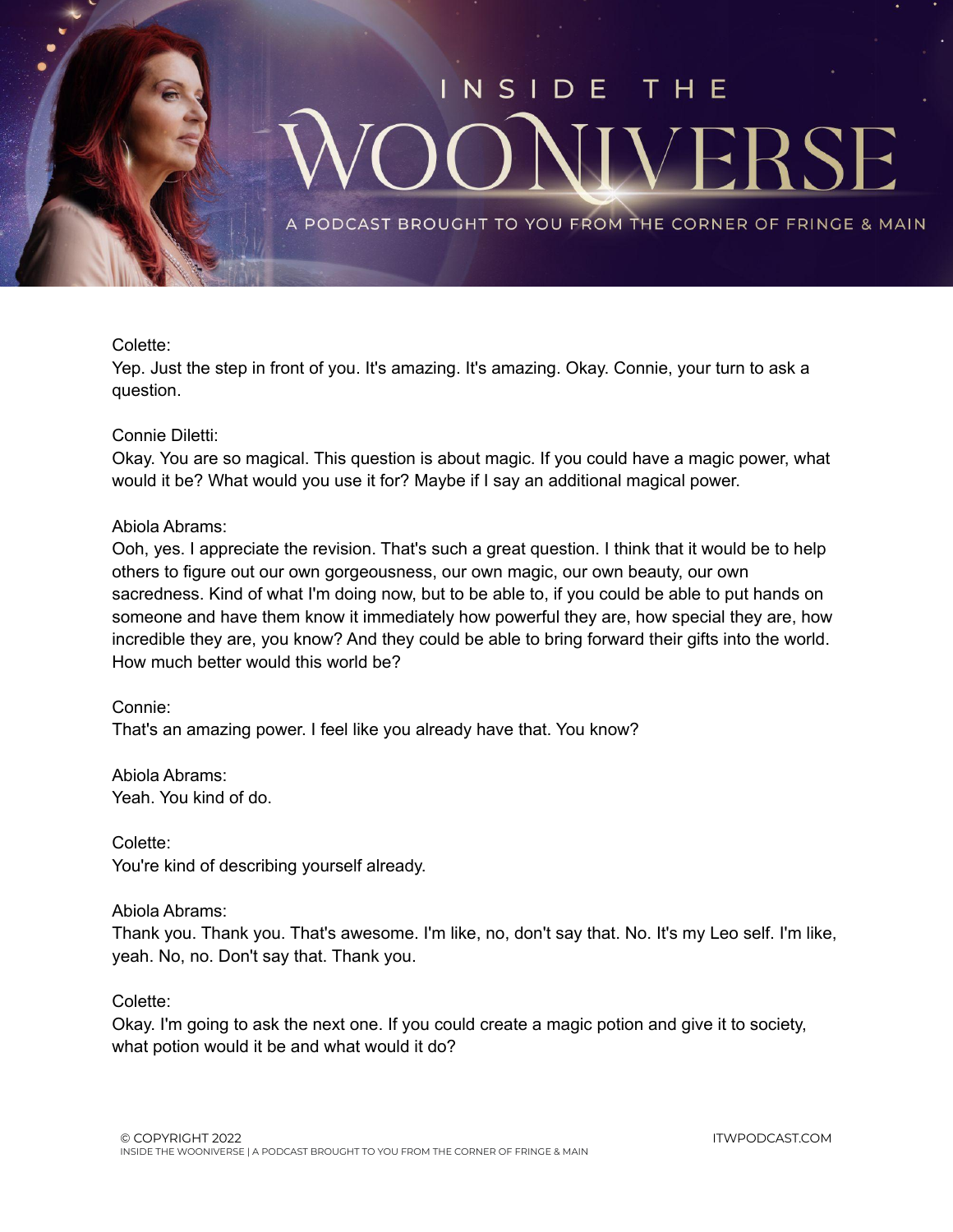Colette:
Yep. Just the step in front of you. It's amazing. It's amazing. Okay. Connie, your turn to ask a question.

Connie Diletti:
Okay. You are so magical. This question is about magic. If you could have a magic power, what would it be? What would you use it for? Maybe if I say an additional magical power.

Abiola Abrams:
Ooh, yes. I appreciate the revision. That's such a great question. I think that it would be to help others to figure out our own gorgeousness, our own magic, our own beauty, our own sacredness. Kind of what I'm doing now, but to be able to, if you could be able to put hands on someone and have them know it immediately how powerful they are, how special they are, how incredible they are, you know? And they could be able to bring forward their gifts into the world. How much better would this world be?

Connie:
That's an amazing power. I feel like you already have that. You know?

Abiola Abrams:
Yeah. You kind of do.

Colette:
You're kind of describing yourself already.

Abiola Abrams:
Thank you. Thank you. That's awesome. I'm like, no, don't say that. No. It's my Leo self. I'm like, yeah. No, no. Don't say that. Thank you.

Colette:
Okay. I'm going to ask the next one. If you could create a magic potion and give it to society, what potion would it be and what would it do?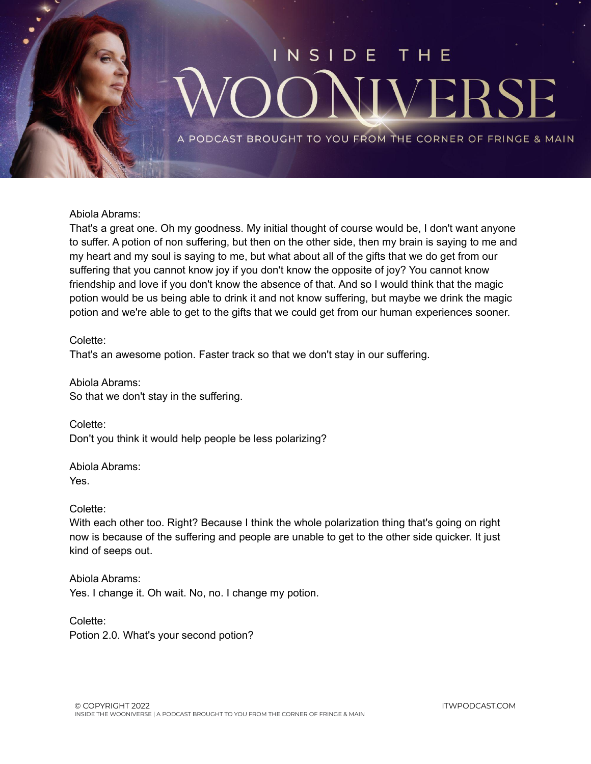Abiola Abrams:
That's a great one. Oh my goodness. My initial thought of course would be, I don't want anyone to suffer. A potion of non suffering, but then on the other side, then my brain is saying to me and my heart and my soul is saying to me, but what about all of the gifts that we do get from our suffering that you cannot know joy if you don't know the opposite of joy? You cannot know friendship and love if you don't know the absence of that. And so I would think that the magic potion would be us being able to drink it and not know suffering, but maybe we drink the magic potion and we're able to get to the gifts that we could get from our human experiences sooner.

Colette:
That's an awesome potion. Faster track so that we don't stay in our suffering.

Abiola Abrams:
So that we don't stay in the suffering.

Colette:
Don't you think it would help people be less polarizing?

Abiola Abrams:
Yes.

Colette:
With each other too. Right? Because I think the whole polarization thing that's going on right now is because of the suffering and people are unable to get to the other side quicker. It just kind of seeps out.

Abiola Abrams:
Yes. I change it. Oh wait. No, no. I change my potion.

Colette:
Potion 2.0. What's your second potion?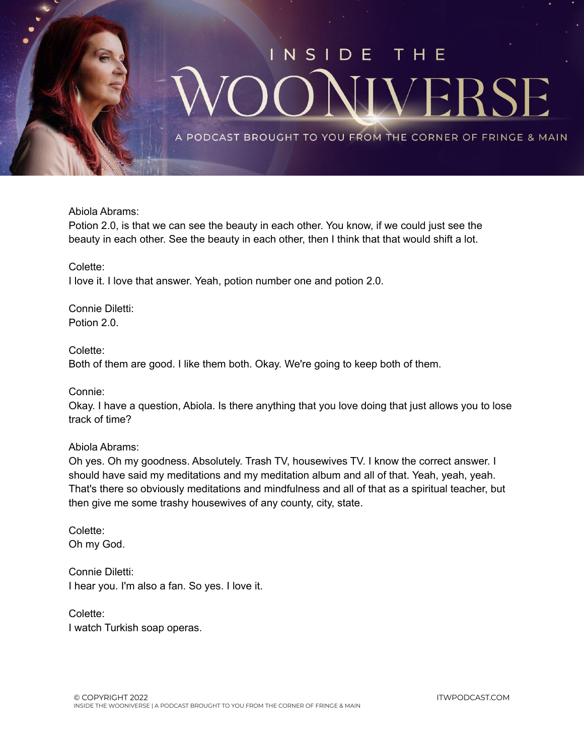Abiola Abrams:
Potion 2.0, is that we can see the beauty in each other. You know, if we could just see the beauty in each other. See the beauty in each other, then I think that that would shift a lot.

Colette:
I love it. I love that answer. Yeah, potion number one and potion 2.0.

Connie Diletti:
Potion 2.0.

Colette:
Both of them are good. I like them both. Okay. We're going to keep both of them.

Connie:
Okay. I have a question, Abiola. Is there anything that you love doing that just allows you to lose track of time?

Abiola Abrams:
Oh yes. Oh my goodness. Absolutely. Trash TV, housewives TV. I know the correct answer. I should have said my meditations and my meditation album and all of that. Yeah, yeah, yeah. That's there so obviously meditations and mindfulness and all of that as a spiritual teacher, but then give me some trashy housewives of any county, city, state.

Colette:
Oh my God.

Connie Diletti:
I hear you. I'm also a fan. So yes. I love it.

Colette:
I watch Turkish soap operas.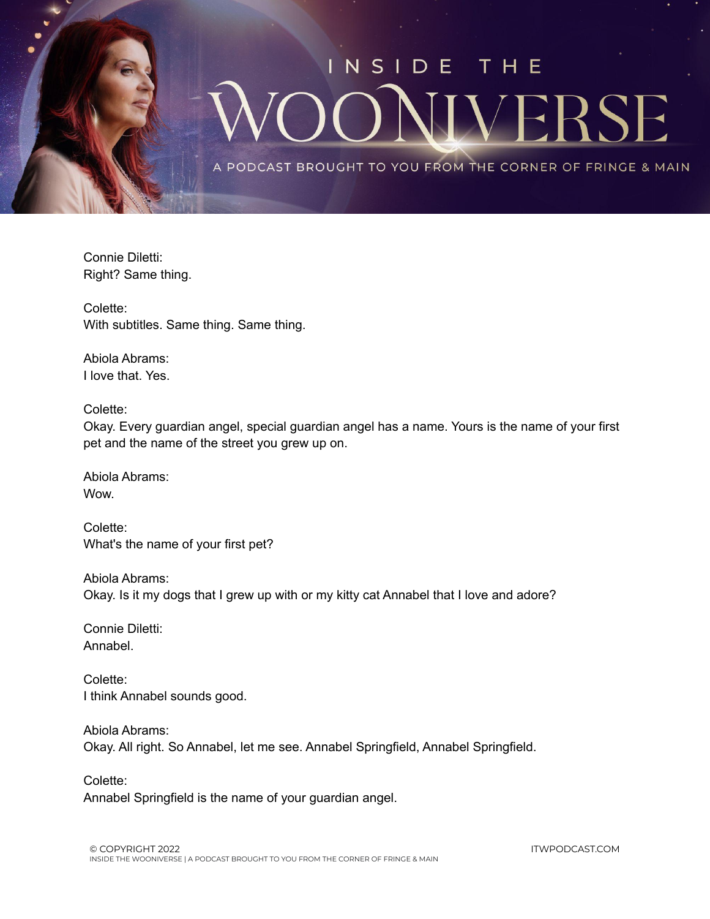Connie Diletti:
Right? Same thing.

Colette:
With subtitles. Same thing. Same thing.

Abiola Abrams:
I love that. Yes.

Colette:
Okay. Every guardian angel, special guardian angel has a name. Yours is the name of your first pet and the name of the street you grew up on.

Abiola Abrams:
Wow.

Colette:
What's the name of your first pet?

Abiola Abrams:
Okay. Is it my dogs that I grew up with or my kitty cat Annabel that I love and adore?

Connie Diletti:
Annabel.

Colette:
I think Annabel sounds good.

Abiola Abrams:
Okay. All right. So Annabel, let me see. Annabel Springfield, Annabel Springfield.

Colette:
Annabel Springfield is the name of your guardian angel.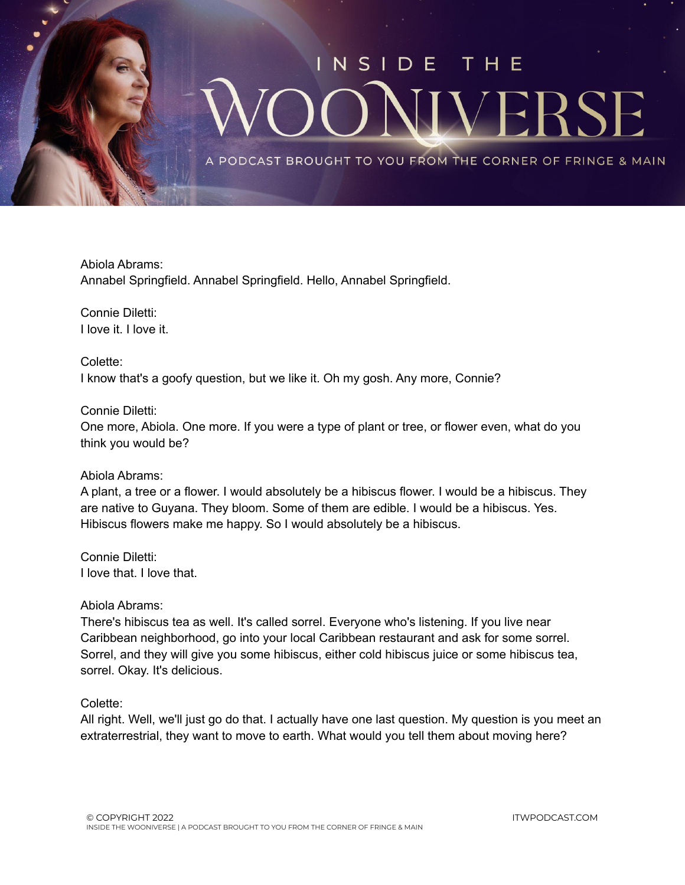Abiola Abrams:
Annabel Springfield. Annabel Springfield. Hello, Annabel Springfield.

Connie Diletti:
I love it. I love it.

Colette:
I know that's a goofy question, but we like it. Oh my gosh. Any more, Connie?

Connie Diletti:
One more, Abiola. One more. If you were a type of plant or tree, or flower even, what do you think you would be?

Abiola Abrams:
A plant, a tree or a flower. I would absolutely be a hibiscus flower. I would be a hibiscus. They are native to Guyana. They bloom. Some of them are edible. I would be a hibiscus. Yes. Hibiscus flowers make me happy. So I would absolutely be a hibiscus.

Connie Diletti:
I love that. I love that.

Abiola Abrams:
There's hibiscus tea as well. It's called sorrel. Everyone who's listening. If you live near Caribbean neighborhood, go into your local Caribbean restaurant and ask for some sorrel. Sorrel, and they will give you some hibiscus, either cold hibiscus juice or some hibiscus tea, sorrel. Okay. It's delicious.

Colette:
All right. Well, we'll just go do that. I actually have one last question. My question is you meet an extraterrestrial, they want to move to earth. What would you tell them about moving here?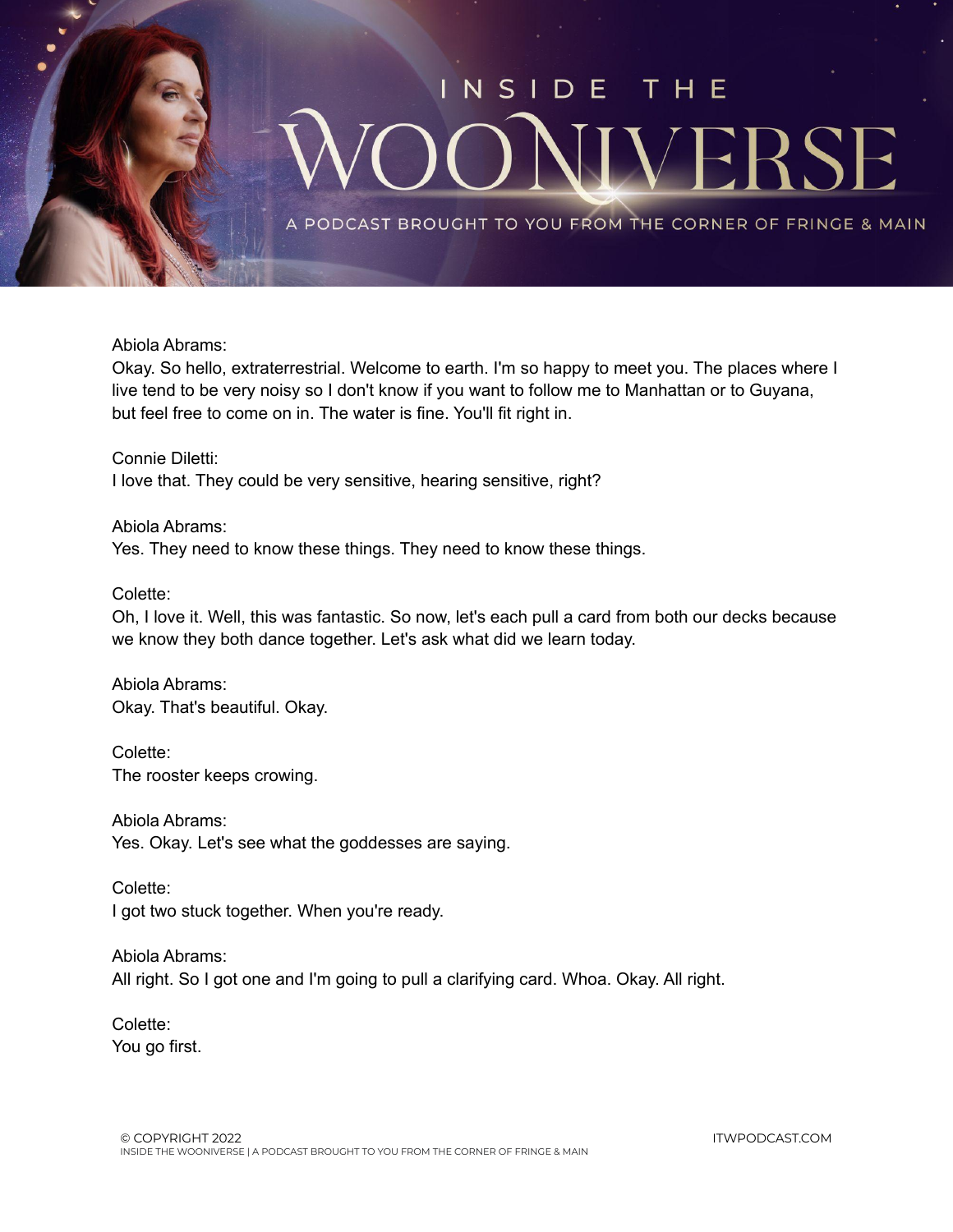Abiola Abrams:
Okay. So hello, extraterrestrial. Welcome to earth. I'm so happy to meet you. The places where I live tend to be very noisy so I don't know if you want to follow me to Manhattan or to Guyana, but feel free to come on in. The water is fine. You'll fit right in.

Connie Diletti:
I love that. They could be very sensitive, hearing sensitive, right?

Abiola Abrams:
Yes. They need to know these things. They need to know these things.

Colette:
Oh, I love it. Well, this was fantastic. So now, let's each pull a card from both our decks because we know they both dance together. Let's ask what did we learn today.

Abiola Abrams:
Okay. That's beautiful. Okay.

Colette:
The rooster keeps crowing.

Abiola Abrams:
Yes. Okay. Let's see what the goddesses are saying.

Colette:
I got two stuck together. When you're ready.

Abiola Abrams:
All right. So I got one and I'm going to pull a clarifying card. Whoa. Okay. All right.

Colette:
You go first.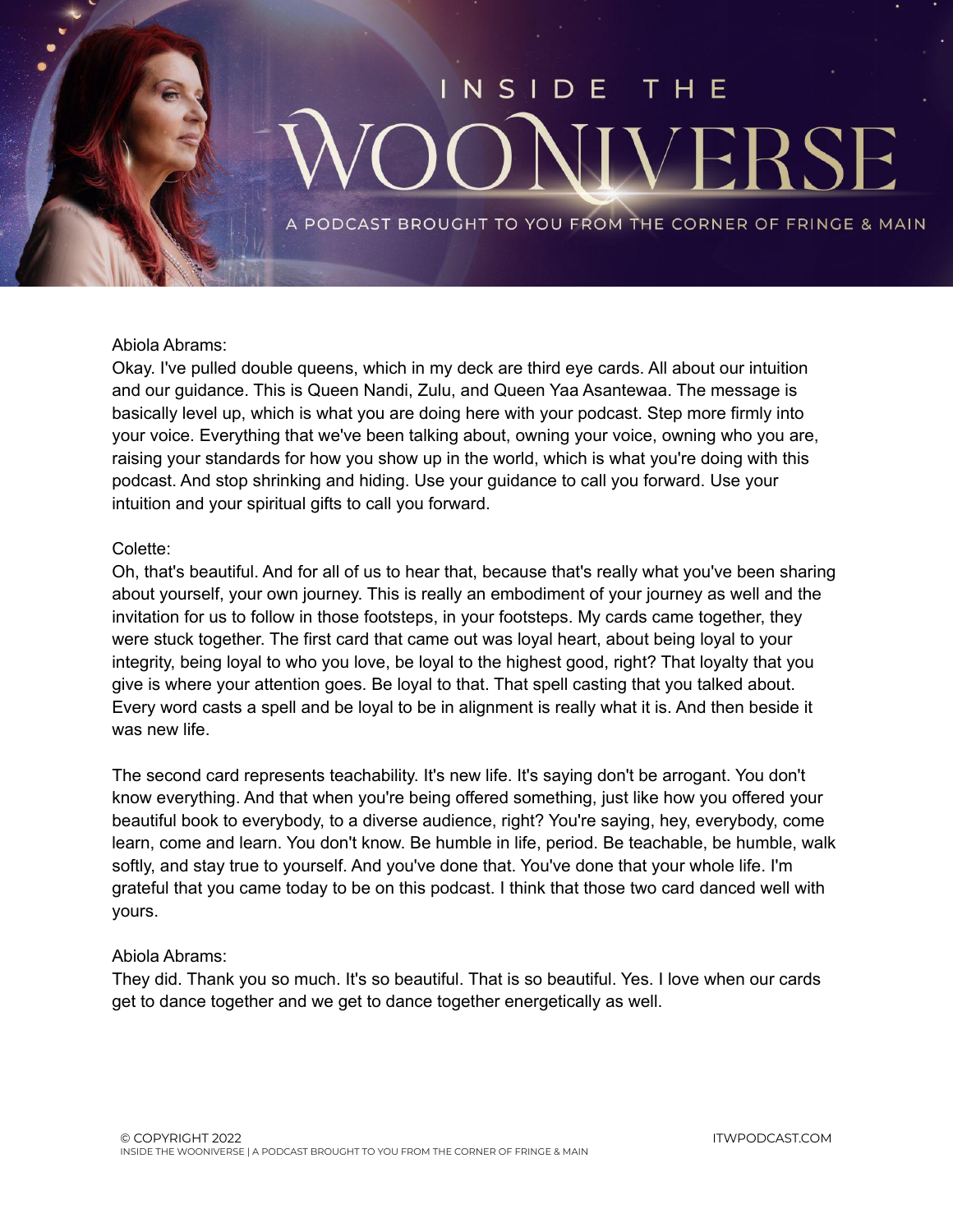Abiola Abrams:
Okay. I've pulled double queens, which in my deck are third eye cards. All about our intuition and our guidance. This is Queen Nandi, Zulu, and Queen Yaa Asantewaa. The message is basically level up, which is what you are doing here with your podcast. Step more firmly into your voice. Everything that we've been talking about, owning your voice, owning who you are, raising your standards for how you show up in the world, which is what you're doing with this podcast. And stop shrinking and hiding. Use your guidance to call you forward. Use your intuition and your spiritual gifts to call you forward.

Colette:
Oh, that's beautiful. And for all of us to hear that, because that's really what you've been sharing about yourself, your own journey. This is really an embodiment of your journey as well and the invitation for us to follow in those footsteps, in your footsteps. My cards came together, they were stuck together. The first card that came out was loyal heart, about being loyal to your integrity, being loyal to who you love, be loyal to the highest good, right? That loyalty that you give is where your attention goes. Be loyal to that. That spell casting that you talked about. Every word casts a spell and be loyal to be in alignment is really what it is. And then beside it was new life.

The second card represents teachability. It's new life. It's saying don't be arrogant. You don't know everything. And that when you're being offered something, just like how you offered your beautiful book to everybody, to a diverse audience, right? You're saying, hey, everybody, come learn, come and learn. You don't know. Be humble in life, period. Be teachable, be humble, walk softly, and stay true to yourself. And you've done that. You've done that your whole life. I'm grateful that you came today to be on this podcast. I think that those two card danced well with yours.

Abiola Abrams:
They did. Thank you so much. It's so beautiful. That is so beautiful. Yes. I love when our cards get to dance together and we get to dance together energetically as well.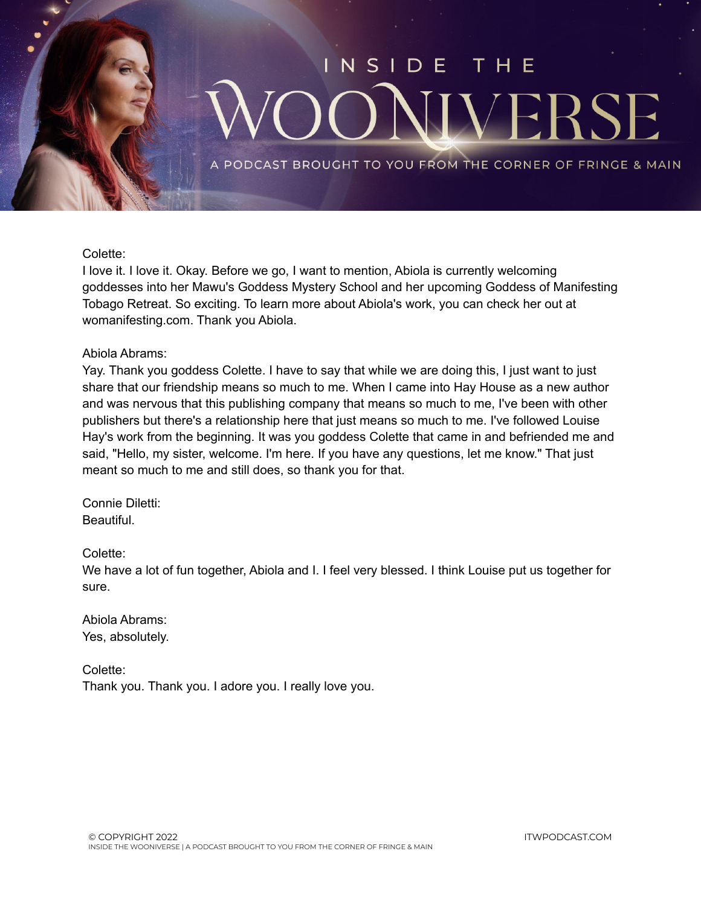Colette:
I love it. I love it. Okay. Before we go, I want to mention, Abiola is currently welcoming goddesses into her Mawu's Goddess Mystery School and her upcoming Goddess of Manifesting Tobago Retreat. So exciting. To learn more about Abiola's work, you can check her out at womanifesting.com. Thank you Abiola.

Abiola Abrams:
Yay. Thank you goddess Colette. I have to say that while we are doing this, I just want to just share that our friendship means so much to me. When I came into Hay House as a new author and was nervous that this publishing company that means so much to me, I've been with other publishers but there's a relationship here that just means so much to me. I've followed Louise Hay's work from the beginning. It was you goddess Colette that came in and befriended me and said, "Hello, my sister, welcome. I'm here. If you have any questions, let me know." That just meant so much to me and still does, so thank you for that.

Connie Diletti:
Beautiful.

Colette:
We have a lot of fun together, Abiola and I. I feel very blessed. I think Louise put us together for sure.

Abiola Abrams:
Yes, absolutely.

Colette:
Thank you. Thank you. I adore you. I really love you.